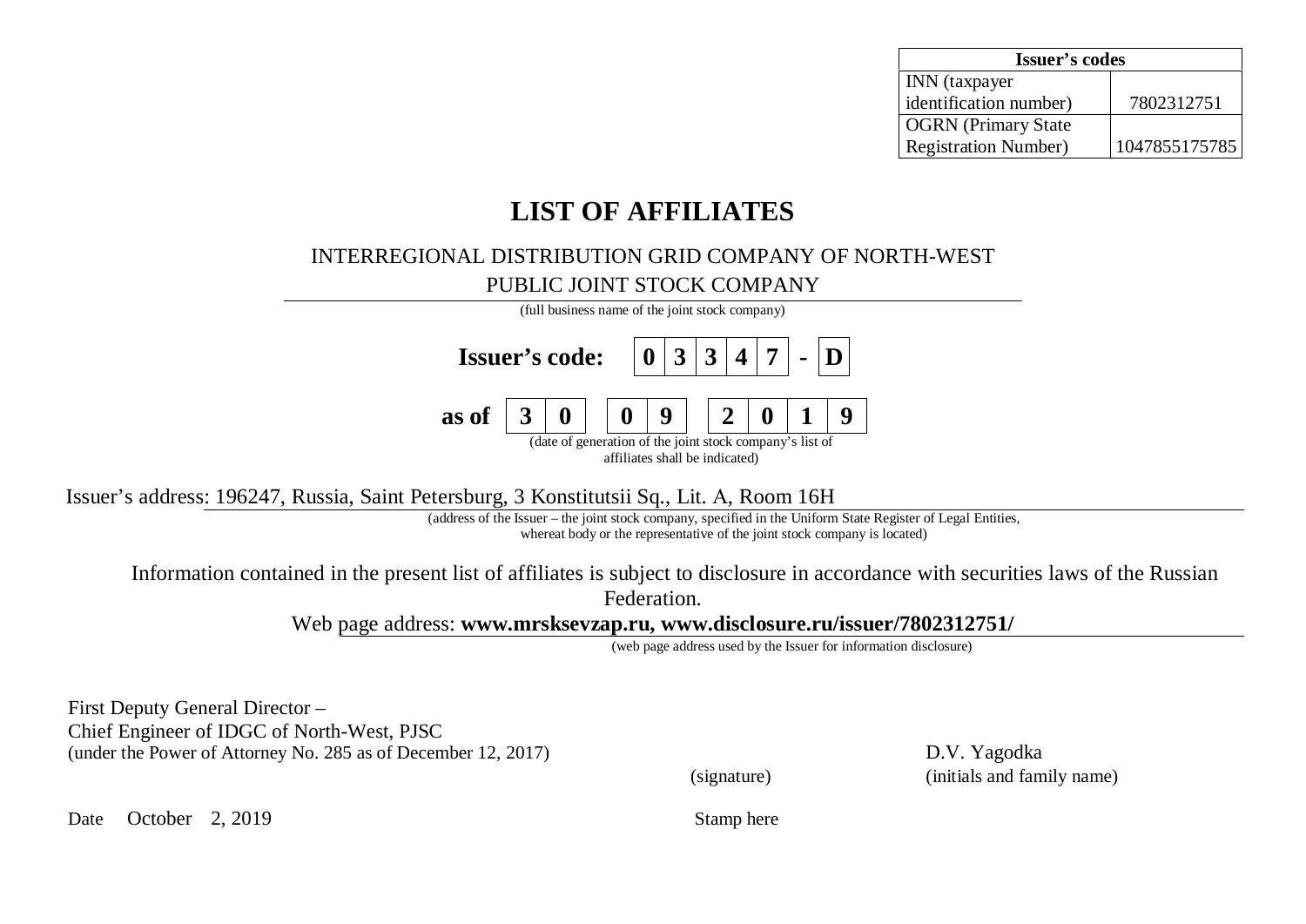| Issuer's codes | |
|---|---|
| INN (taxpayer identification number) | 7802312751 |
| OGRN (Primary State Registration Number) | 1047855175785 |

# LIST OF AFFILIATES

INTERREGIONAL DISTRIBUTION GRID COMPANY OF NORTH-WEST
PUBLIC JOINT STOCK COMPANY

(full business name of the joint stock company)

**Issuer's code: 0 3 3 4 7 - D**

**as of 3 0 0 9 2 0 1 9**

(date of generation of the joint stock company's list of affiliates shall be indicated)

Issuer's address: 196247, Russia, Saint Petersburg, 3 Konstitutsii Sq., Lit. A, Room 16H

(address of the Issuer – the joint stock company, specified in the Uniform State Register of Legal Entities, whereat body or the representative of the joint stock company is located)

Information contained in the present list of affiliates is subject to disclosure in accordance with securities laws of the Russian Federation.

Web page address: **www.mrsksevzap.ru, www.disclosure.ru/issuer/7802312751/**

(web page address used by the Issuer for information disclosure)

First Deputy General Director –
Chief Engineer of IDGC of North-West, PJSC
(under the Power of Attorney No. 285 as of December 12, 2017)

D.V. Yagodka

(signature) (initials and family name)

Date October 2, 2019

Stamp here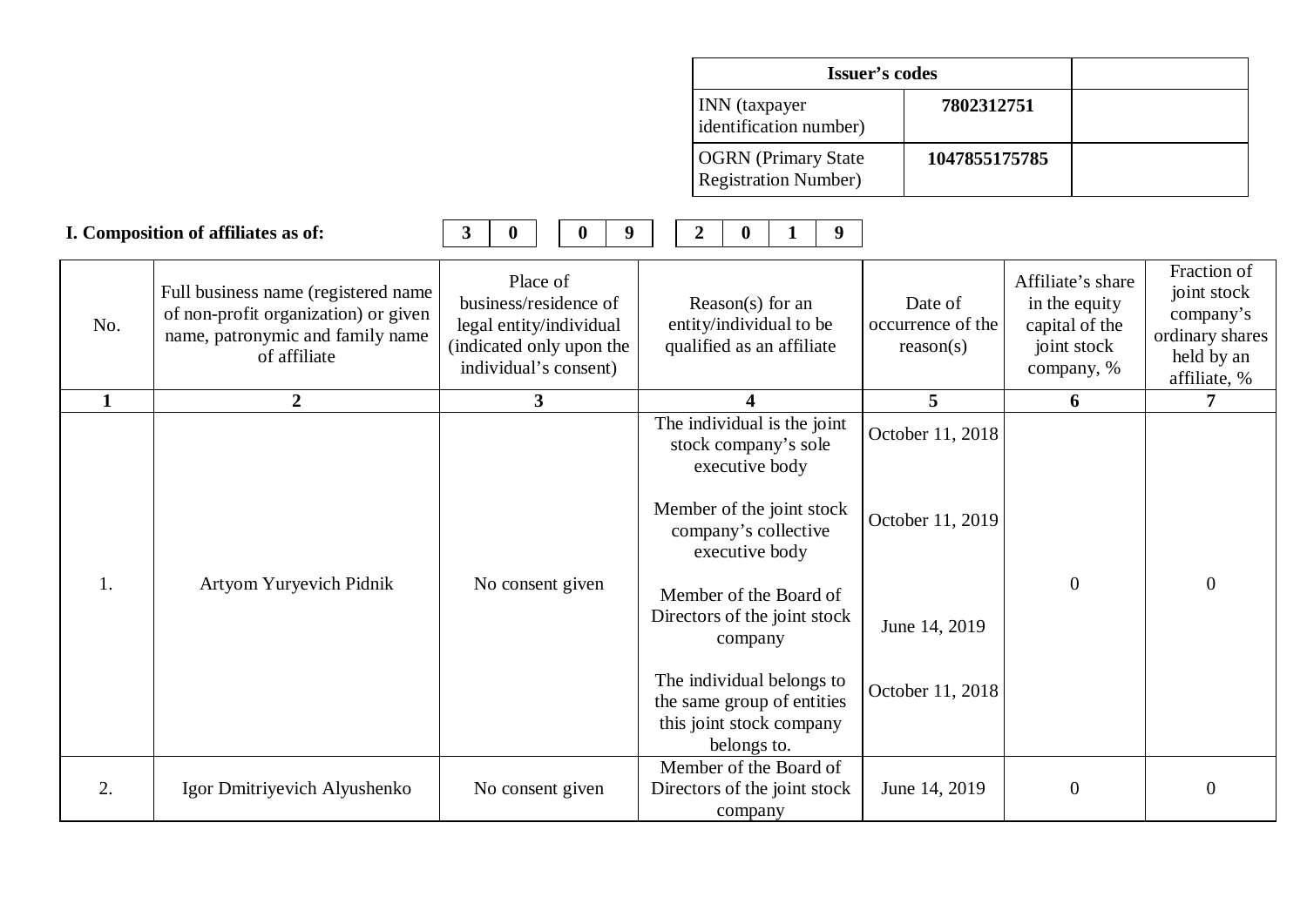| Issuer's codes | | |
|---|---|---|
| INN (taxpayer identification number) | 7802312751 | |
| OGRN (Primary State Registration Number) | 1047855175785 | |

**I. Composition of affiliates as of:** 30 09 2019

| No. | Full business name (registered name of non-profit organization) or given name, patronymic and family name of affiliate | Place of business/residence of legal entity/individual (indicated only upon the individual's consent) | Reason(s) for an entity/individual to be qualified as an affiliate | Date of occurrence of the reason(s) | Affiliate's share in the equity capital of the joint stock company, % | Fraction of joint stock company's ordinary shares held by an affiliate, % |
|---|---|---|---|---|---|---|
| 1 | 2 | 3 | 4 | 5 | 6 | 7 |
| 1. | Artyom Yuryevich Pidnik | No consent given | The individual is the joint stock company's sole executive body<br><br>Member of the joint stock company's collective executive body<br><br>Member of the Board of Directors of the joint stock company<br><br>The individual belongs to the same group of entities this joint stock company belongs to. | October 11, 2018<br><br>October 11, 2019<br><br>June 14, 2019<br><br>October 11, 2018 | 0 | 0 |
| 2. | Igor Dmitriyevich Alyushenko | No consent given | Member of the Board of Directors of the joint stock company | June 14, 2019 | 0 | 0 |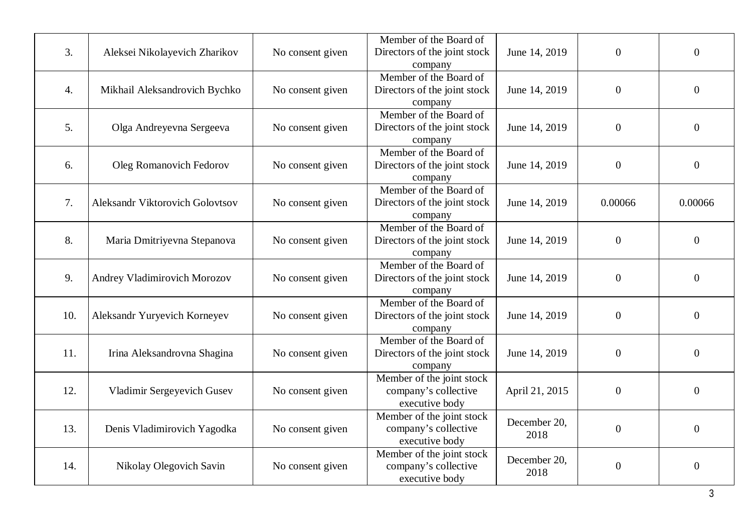| 3. | Aleksei Nikolayevich Zharikov | No consent given | Member of the Board of Directors of the joint stock company | June 14, 2019 | 0 | 0 |
|---|---|---|---|---|---|---|
| 4. | Mikhail Aleksandrovich Bychko | No consent given | Member of the Board of Directors of the joint stock company | June 14, 2019 | 0 | 0 |
| 5. | Olga Andreyevna Sergeeva | No consent given | Member of the Board of Directors of the joint stock company | June 14, 2019 | 0 | 0 |
| 6. | Oleg Romanovich Fedorov | No consent given | Member of the Board of Directors of the joint stock company | June 14, 2019 | 0 | 0 |
| 7. | Aleksandr Viktorovich Golovtsov | No consent given | Member of the Board of Directors of the joint stock company | June 14, 2019 | 0.00066 | 0.00066 |
| 8. | Maria Dmitriyevna Stepanova | No consent given | Member of the Board of Directors of the joint stock company | June 14, 2019 | 0 | 0 |
| 9. | Andrey Vladimirovich Morozov | No consent given | Member of the Board of Directors of the joint stock company | June 14, 2019 | 0 | 0 |
| 10. | Aleksandr Yuryevich Korneyev | No consent given | Member of the Board of Directors of the joint stock company | June 14, 2019 | 0 | 0 |
| 11. | Irina Aleksandrovna Shagina | No consent given | Member of the Board of Directors of the joint stock company | June 14, 2019 | 0 | 0 |
| 12. | Vladimir Sergeyevich Gusev | No consent given | Member of the joint stock company's collective executive body | April 21, 2015 | 0 | 0 |
| 13. | Denis Vladimirovich Yagodka | No consent given | Member of the joint stock company's collective executive body | December 20, 2018 | 0 | 0 |
| 14. | Nikolay Olegovich Savin | No consent given | Member of the joint stock company's collective executive body | December 20, 2018 | 0 | 0 |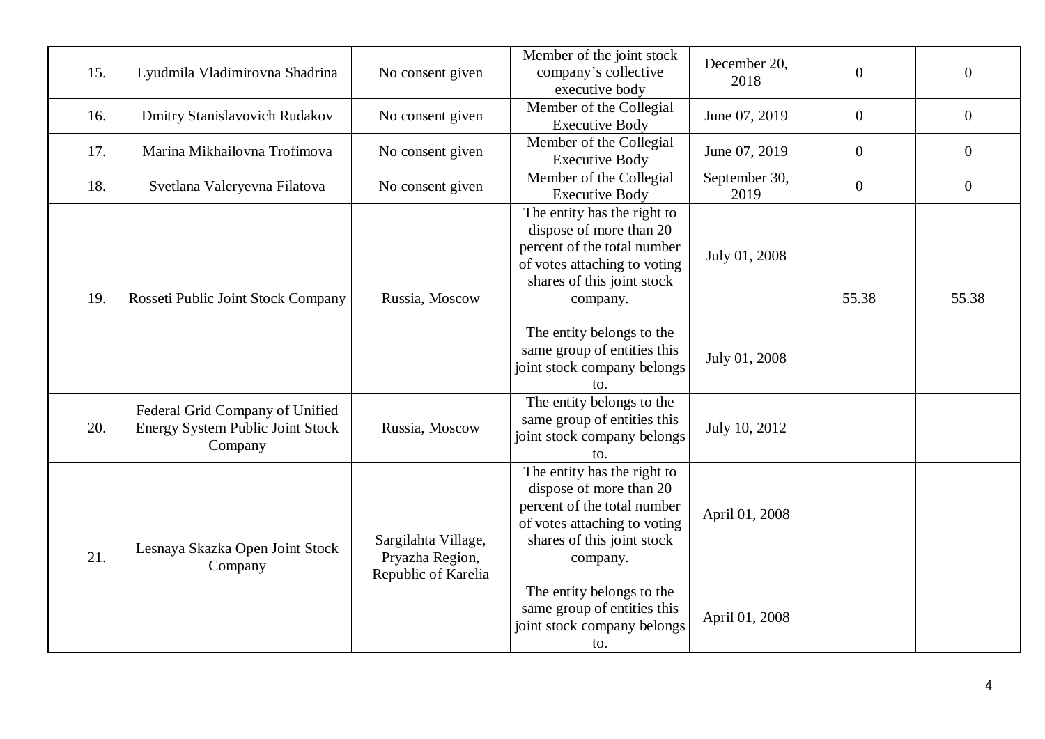| 15. | Lyudmila Vladimirovna Shadrina | No consent given | Member of the joint stock company's collective executive body | December 20, 2018 | 0 | 0 |
|---|---|---|---|---|---|---|
| 16. | Dmitry Stanislavovich Rudakov | No consent given | Member of the Collegial Executive Body | June 07, 2019 | 0 | 0 |
| 17. | Marina Mikhailovna Trofimova | No consent given | Member of the Collegial Executive Body | June 07, 2019 | 0 | 0 |
| 18. | Svetlana Valeryevna Filatova | No consent given | Member of the Collegial Executive Body | September 30, 2019 | 0 | 0 |
| 19. | Rosseti Public Joint Stock Company | Russia, Moscow | The entity has the right to dispose of more than 20 percent of the total number of votes attaching to voting shares of this joint stock company.<br><br>The entity belongs to the same group of entities this joint stock company belongs to. | July 01, 2008<br><br>July 01, 2008 | 55.38 | 55.38 |
| 20. | Federal Grid Company of Unified Energy System Public Joint Stock Company | Russia, Moscow | The entity belongs to the same group of entities this joint stock company belongs to. | July 10, 2012 | | |
| 21. | Lesnaya Skazka Open Joint Stock Company | Sargilahta Village, Pryazha Region, Republic of Karelia | The entity has the right to dispose of more than 20 percent of the total number of votes attaching to voting shares of this joint stock company.<br><br>The entity belongs to the same group of entities this joint stock company belongs to. | April 01, 2008<br><br>April 01, 2008 | | |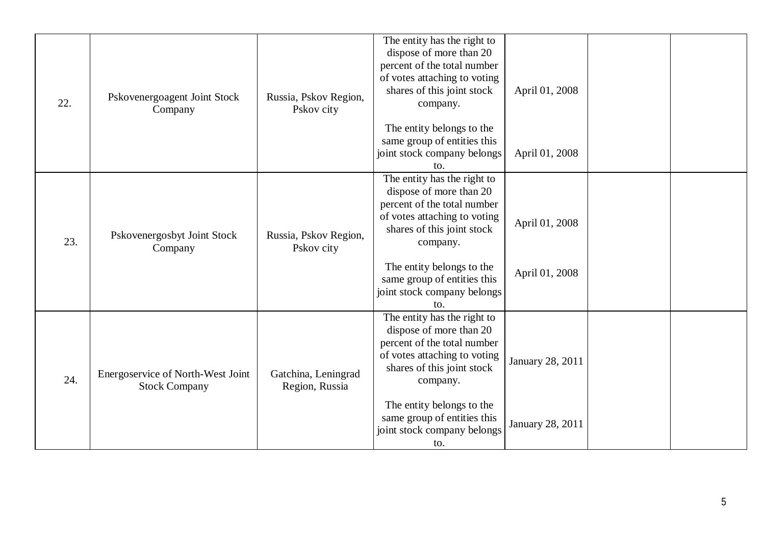| 22. | Pskovenergoagent Joint Stock Company | Russia, Pskov Region, Pskov city | The entity has the right to dispose of more than 20 percent of the total number of votes attaching to voting shares of this joint stock company. | April 01, 2008 | | |
|---|---|---|---|---|---|---|
| | | | The entity belongs to the same group of entities this joint stock company belongs to. | April 01, 2008 | | |
| 23. | Pskovenergosbyt Joint Stock Company | Russia, Pskov Region, Pskov city | The entity has the right to dispose of more than 20 percent of the total number of votes attaching to voting shares of this joint stock company. | April 01, 2008 | | |
| | | | The entity belongs to the same group of entities this joint stock company belongs to. | April 01, 2008 | | |
| 24. | Energoservice of North-West Joint Stock Company | Gatchina, Leningrad Region, Russia | The entity has the right to dispose of more than 20 percent of the total number of votes attaching to voting shares of this joint stock company. | January 28, 2011 | | |
| | | | The entity belongs to the same group of entities this joint stock company belongs to. | January 28, 2011 | | |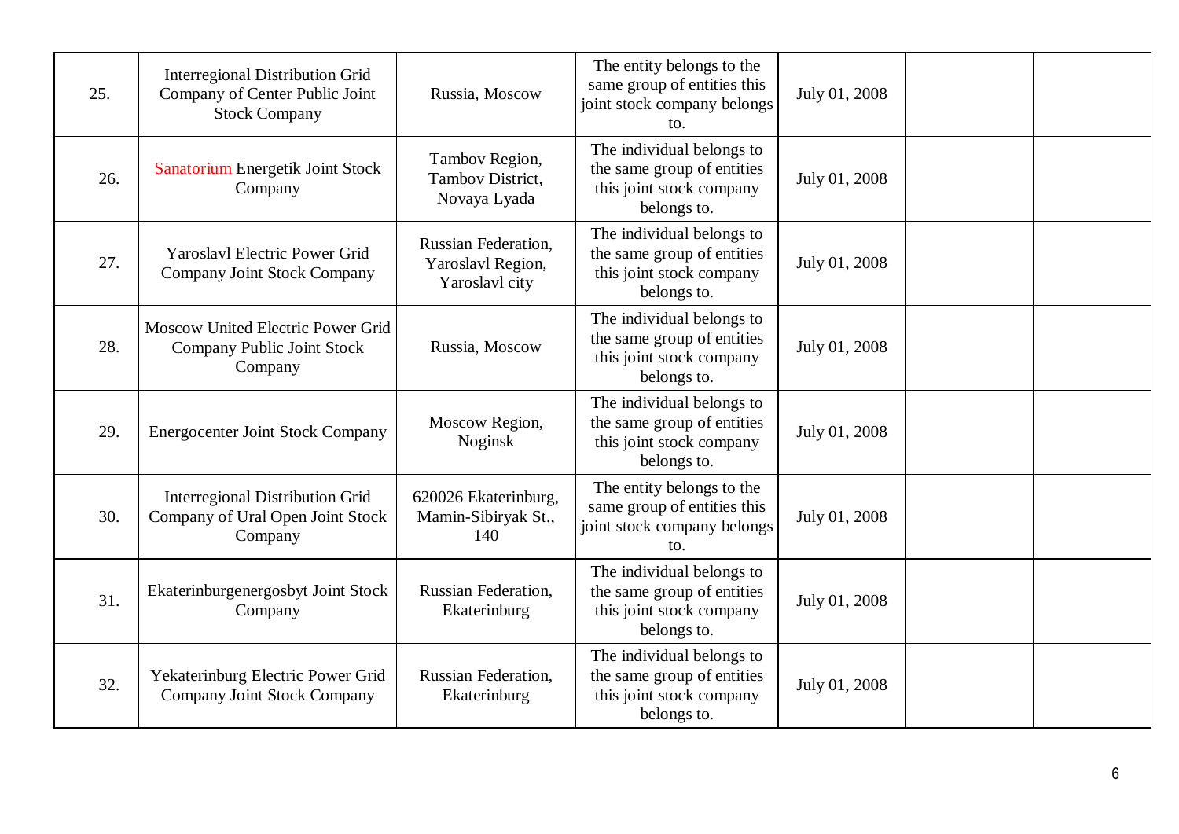| | | | | | | |
|---|---|---|---|---|---|---|
| 25. | Interregional Distribution Grid Company of Center Public Joint Stock Company | Russia, Moscow | The entity belongs to the same group of entities this joint stock company belongs to. | July 01, 2008 | | |
| 26. | Sanatorium Energetik Joint Stock Company | Tambov Region, Tambov District, Novaya Lyada | The individual belongs to the same group of entities this joint stock company belongs to. | July 01, 2008 | | |
| 27. | Yaroslavl Electric Power Grid Company Joint Stock Company | Russian Federation, Yaroslavl Region, Yaroslavl city | The individual belongs to the same group of entities this joint stock company belongs to. | July 01, 2008 | | |
| 28. | Moscow United Electric Power Grid Company Public Joint Stock Company | Russia, Moscow | The individual belongs to the same group of entities this joint stock company belongs to. | July 01, 2008 | | |
| 29. | Energocenter Joint Stock Company | Moscow Region, Noginsk | The individual belongs to the same group of entities this joint stock company belongs to. | July 01, 2008 | | |
| 30. | Interregional Distribution Grid Company of Ural Open Joint Stock Company | 620026 Ekaterinburg, Mamin-Sibiryak St., 140 | The entity belongs to the same group of entities this joint stock company belongs to. | July 01, 2008 | | |
| 31. | Ekaterinburgenergosbyt Joint Stock Company | Russian Federation, Ekaterinburg | The individual belongs to the same group of entities this joint stock company belongs to. | July 01, 2008 | | |
| 32. | Yekaterinburg Electric Power Grid Company Joint Stock Company | Russian Federation, Ekaterinburg | The individual belongs to the same group of entities this joint stock company belongs to. | July 01, 2008 | | |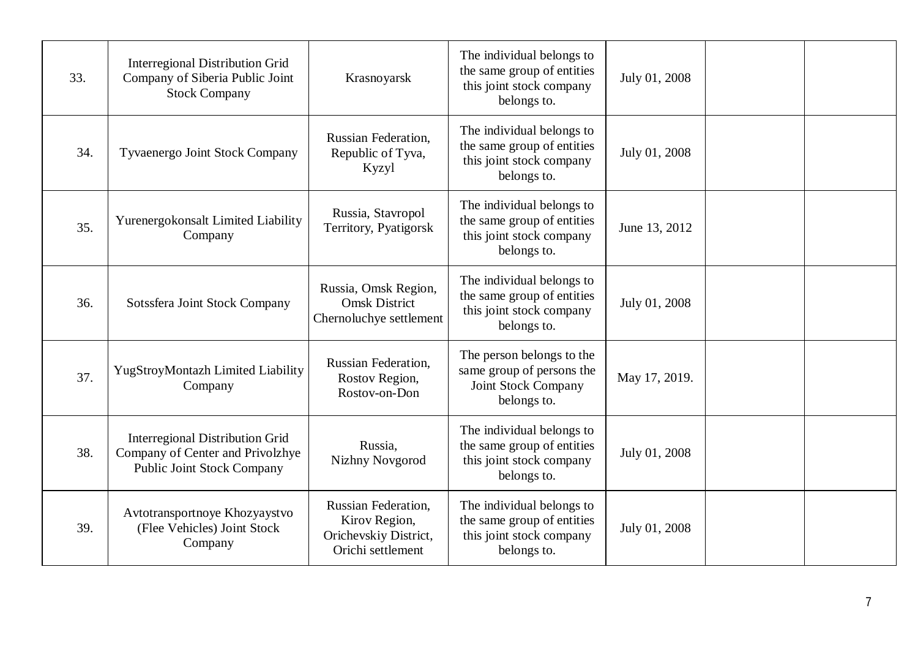| | | | | | | |
|---|---|---|---|---|---|---|
| 33. | Interregional Distribution Grid Company of Siberia Public Joint Stock Company | Krasnoyarsk | The individual belongs to the same group of entities this joint stock company belongs to. | July 01, 2008 | | |
| 34. | Tyvaenergo Joint Stock Company | Russian Federation, Republic of Tyva, Kyzyl | The individual belongs to the same group of entities this joint stock company belongs to. | July 01, 2008 | | |
| 35. | Yurenergokonsalt Limited Liability Company | Russia, Stavropol Territory, Pyatigorsk | The individual belongs to the same group of entities this joint stock company belongs to. | June 13, 2012 | | |
| 36. | Sotssfera Joint Stock Company | Russia, Omsk Region, Omsk District Chernoluchye settlement | The individual belongs to the same group of entities this joint stock company belongs to. | July 01, 2008 | | |
| 37. | YugStroyMontazh Limited Liability Company | Russian Federation, Rostov Region, Rostov-on-Don | The person belongs to the same group of persons the Joint Stock Company belongs to. | May 17, 2019. | | |
| 38. | Interregional Distribution Grid Company of Center and Privolzhye Public Joint Stock Company | Russia, Nizhny Novgorod | The individual belongs to the same group of entities this joint stock company belongs to. | July 01, 2008 | | |
| 39. | Avtotransportnoye Khozyaystvo (Flee Vehicles) Joint Stock Company | Russian Federation, Kirov Region, Orichevskiy District, Orichi settlement | The individual belongs to the same group of entities this joint stock company belongs to. | July 01, 2008 | | |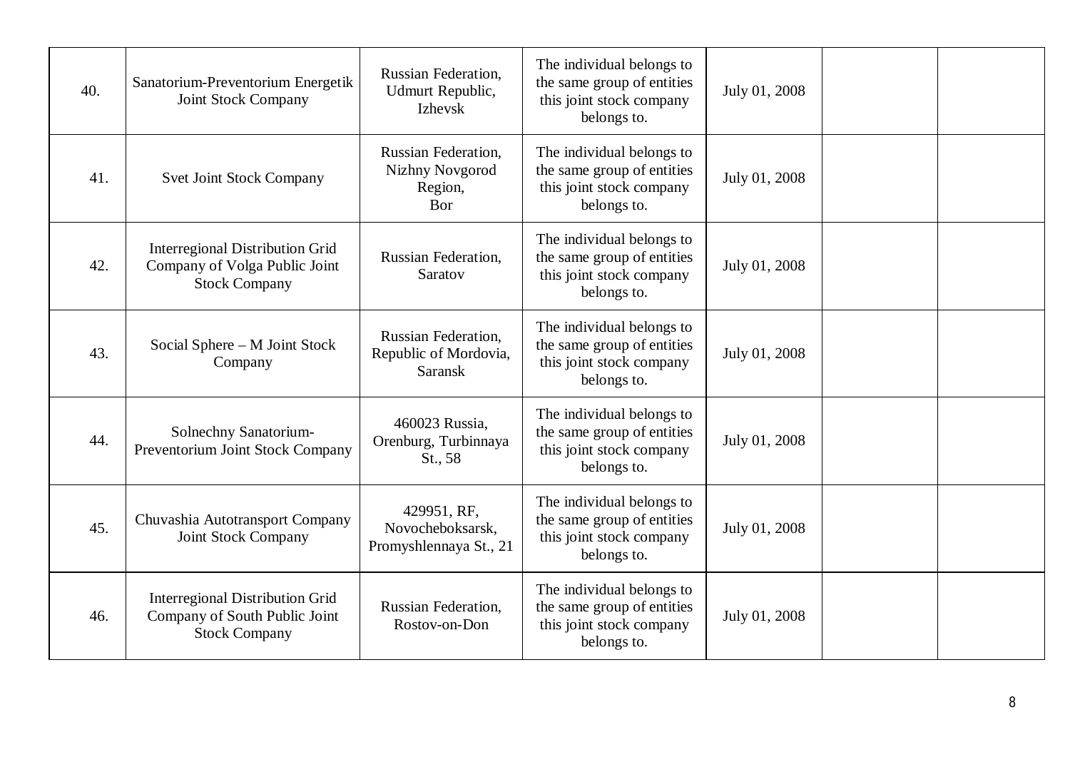| | | | | | | |
|---|---|---|---|---|---|---|
| 40. | Sanatorium-Preventorium Energetik Joint Stock Company | Russian Federation, Udmurt Republic, Izhevsk | The individual belongs to the same group of entities this joint stock company belongs to. | July 01, 2008 | | |
| 41. | Svet Joint Stock Company | Russian Federation, Nizhny Novgorod Region, Bor | The individual belongs to the same group of entities this joint stock company belongs to. | July 01, 2008 | | |
| 42. | Interregional Distribution Grid Company of Volga Public Joint Stock Company | Russian Federation, Saratov | The individual belongs to the same group of entities this joint stock company belongs to. | July 01, 2008 | | |
| 43. | Social Sphere – M Joint Stock Company | Russian Federation, Republic of Mordovia, Saransk | The individual belongs to the same group of entities this joint stock company belongs to. | July 01, 2008 | | |
| 44. | Solnechny Sanatorium-Preventorium Joint Stock Company | 460023 Russia, Orenburg, Turbinnaya St., 58 | The individual belongs to the same group of entities this joint stock company belongs to. | July 01, 2008 | | |
| 45. | Chuvashia Autotransport Company Joint Stock Company | 429951, RF, Novocheboksarsk, Promyshlennaya St., 21 | The individual belongs to the same group of entities this joint stock company belongs to. | July 01, 2008 | | |
| 46. | Interregional Distribution Grid Company of South Public Joint Stock Company | Russian Federation, Rostov-on-Don | The individual belongs to the same group of entities this joint stock company belongs to. | July 01, 2008 | | |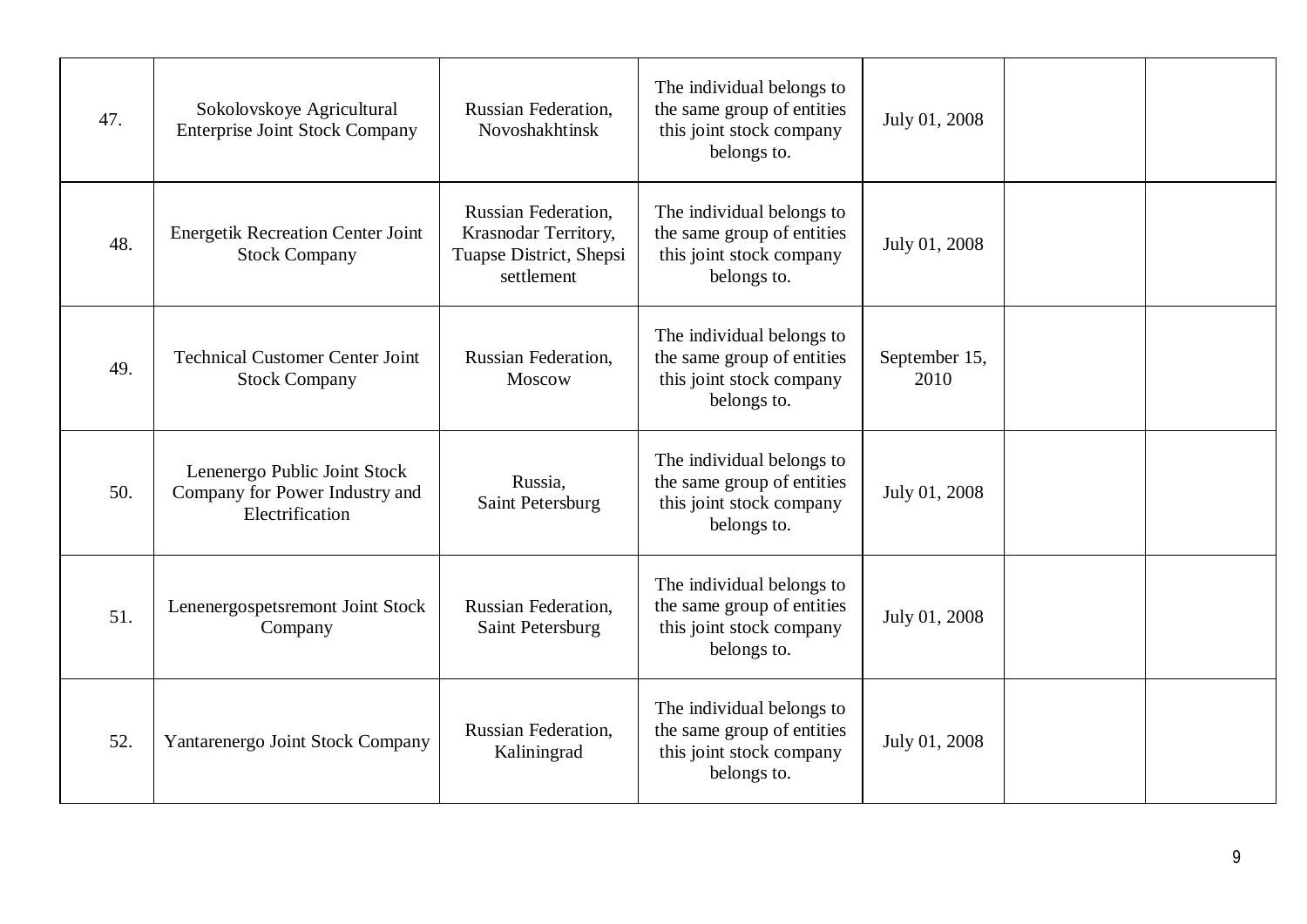| | | | | | | |
|---|---|---|---|---|---|---|
| 47. | Sokolovskoye Agricultural Enterprise Joint Stock Company | Russian Federation, Novoshakhtinsk | The individual belongs to the same group of entities this joint stock company belongs to. | July 01, 2008 | | |
| 48. | Energetik Recreation Center Joint Stock Company | Russian Federation, Krasnodar Territory, Tuapse District, Shepsi settlement | The individual belongs to the same group of entities this joint stock company belongs to. | July 01, 2008 | | |
| 49. | Technical Customer Center Joint Stock Company | Russian Federation, Moscow | The individual belongs to the same group of entities this joint stock company belongs to. | September 15, 2010 | | |
| 50. | Lenenergo Public Joint Stock Company for Power Industry and Electrification | Russia, Saint Petersburg | The individual belongs to the same group of entities this joint stock company belongs to. | July 01, 2008 | | |
| 51. | Lenenergospetsremont Joint Stock Company | Russian Federation, Saint Petersburg | The individual belongs to the same group of entities this joint stock company belongs to. | July 01, 2008 | | |
| 52. | Yantarenergo Joint Stock Company | Russian Federation, Kaliningrad | The individual belongs to the same group of entities this joint stock company belongs to. | July 01, 2008 | | |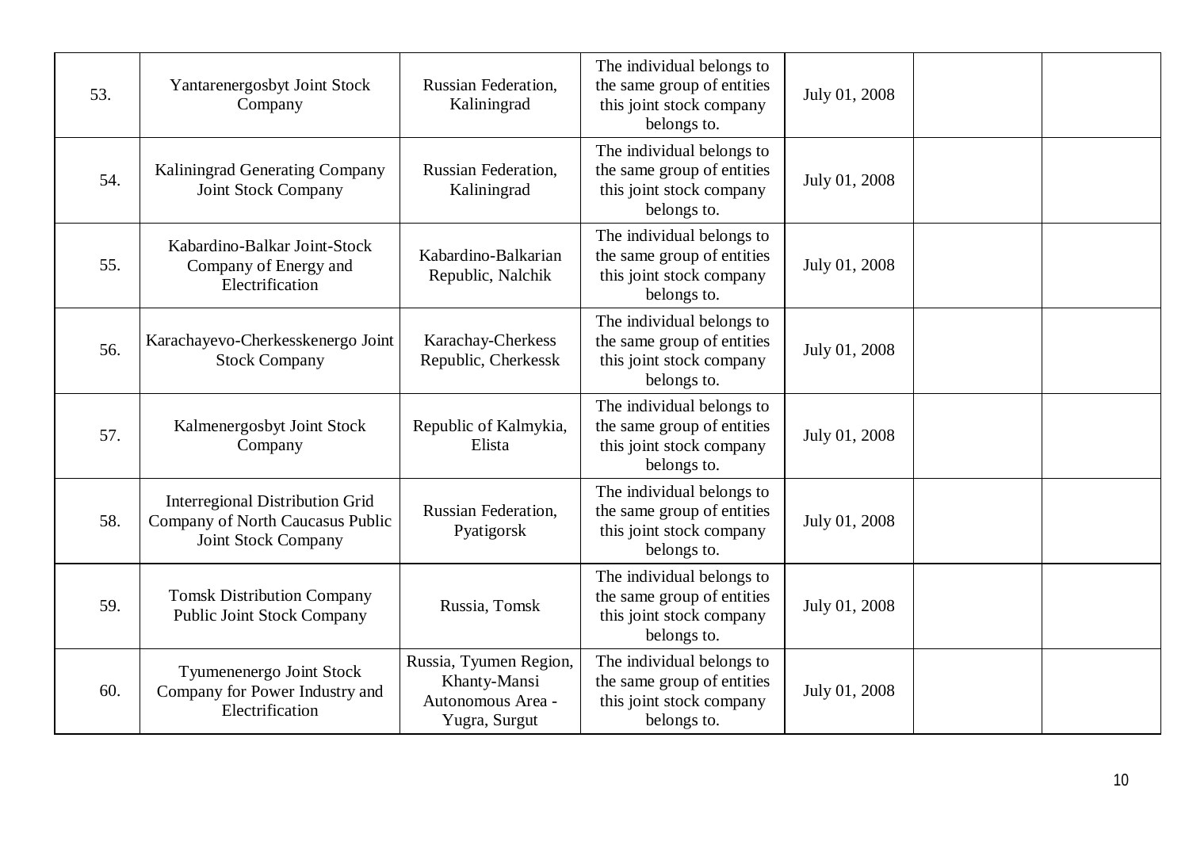| | | | | | | |
|---|---|---|---|---|---|---|
| 53. | Yantarenergosbyt Joint Stock Company | Russian Federation, Kaliningrad | The individual belongs to the same group of entities this joint stock company belongs to. | July 01, 2008 | | |
| 54. | Kaliningrad Generating Company Joint Stock Company | Russian Federation, Kaliningrad | The individual belongs to the same group of entities this joint stock company belongs to. | July 01, 2008 | | |
| 55. | Kabardino-Balkar Joint-Stock Company of Energy and Electrification | Kabardino-Balkarian Republic, Nalchik | The individual belongs to the same group of entities this joint stock company belongs to. | July 01, 2008 | | |
| 56. | Karachayevo-Cherkesskenergo Joint Stock Company | Karachay-Cherkess Republic, Cherkessk | The individual belongs to the same group of entities this joint stock company belongs to. | July 01, 2008 | | |
| 57. | Kalmenergosbyt Joint Stock Company | Republic of Kalmykia, Elista | The individual belongs to the same group of entities this joint stock company belongs to. | July 01, 2008 | | |
| 58. | Interregional Distribution Grid Company of North Caucasus Public Joint Stock Company | Russian Federation, Pyatigorsk | The individual belongs to the same group of entities this joint stock company belongs to. | July 01, 2008 | | |
| 59. | Tomsk Distribution Company Public Joint Stock Company | Russia, Tomsk | The individual belongs to the same group of entities this joint stock company belongs to. | July 01, 2008 | | |
| 60. | Tyumenenergo Joint Stock Company for Power Industry and Electrification | Russia, Tyumen Region, Khanty-Mansi Autonomous Area - Yugra, Surgut | The individual belongs to the same group of entities this joint stock company belongs to. | July 01, 2008 | | |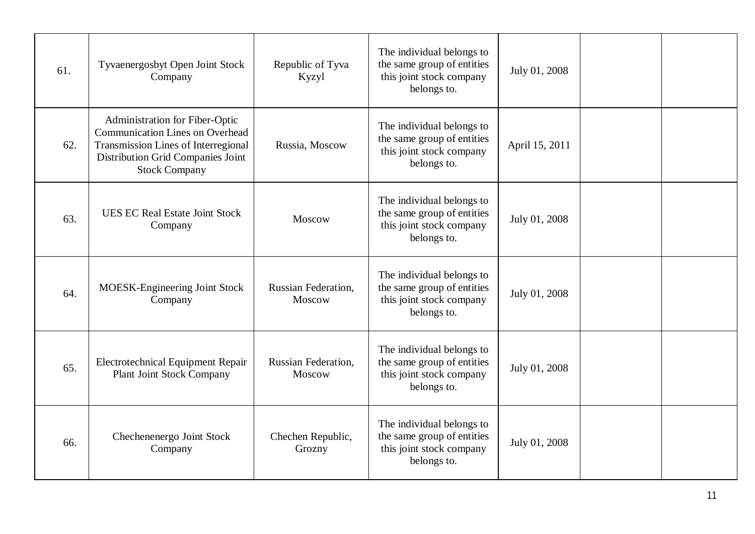| | | | | | | |
|---|---|---|---|---|---|---|
| 61. | Tyvaenergosbyt Open Joint Stock Company | Republic of Tyva Kyzyl | The individual belongs to the same group of entities this joint stock company belongs to. | July 01, 2008 | | |
| 62. | Administration for Fiber-Optic Communication Lines on Overhead Transmission Lines of Interregional Distribution Grid Companies Joint Stock Company | Russia, Moscow | The individual belongs to the same group of entities this joint stock company belongs to. | April 15, 2011 | | |
| 63. | UES EC Real Estate Joint Stock Company | Moscow | The individual belongs to the same group of entities this joint stock company belongs to. | July 01, 2008 | | |
| 64. | MOESK-Engineering Joint Stock Company | Russian Federation, Moscow | The individual belongs to the same group of entities this joint stock company belongs to. | July 01, 2008 | | |
| 65. | Electrotechnical Equipment Repair Plant Joint Stock Company | Russian Federation, Moscow | The individual belongs to the same group of entities this joint stock company belongs to. | July 01, 2008 | | |
| 66. | Chechenenergo Joint Stock Company | Chechen Republic, Grozny | The individual belongs to the same group of entities this joint stock company belongs to. | July 01, 2008 | | |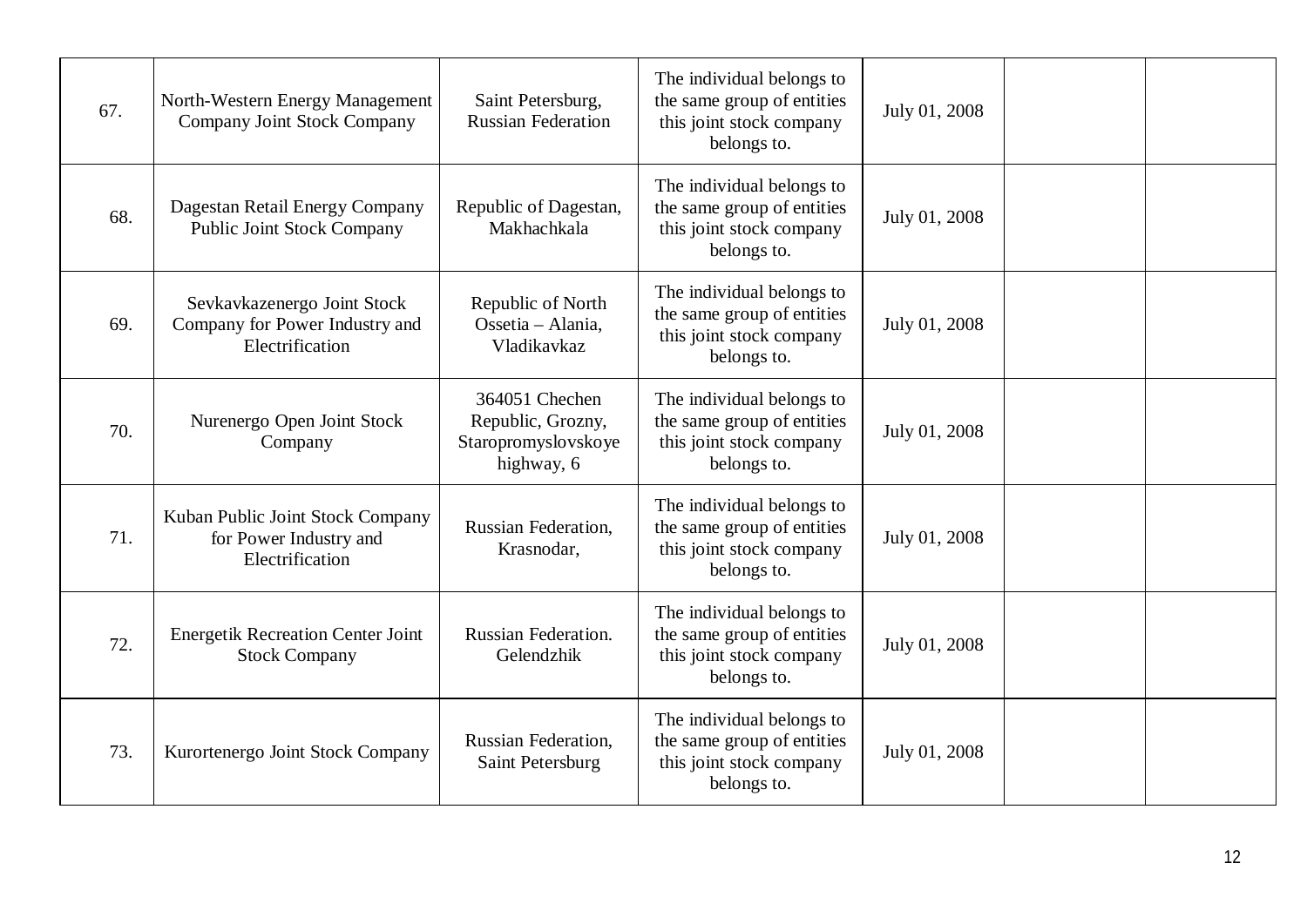| | | | | | | |
|---|---|---|---|---|---|---|
| 67. | North-Western Energy Management Company Joint Stock Company | Saint Petersburg, Russian Federation | The individual belongs to the same group of entities this joint stock company belongs to. | July 01, 2008 | | |
| 68. | Dagestan Retail Energy Company Public Joint Stock Company | Republic of Dagestan, Makhachkala | The individual belongs to the same group of entities this joint stock company belongs to. | July 01, 2008 | | |
| 69. | Sevkavkazenergo Joint Stock Company for Power Industry and Electrification | Republic of North Ossetia – Alania, Vladikavkaz | The individual belongs to the same group of entities this joint stock company belongs to. | July 01, 2008 | | |
| 70. | Nurenergo Open Joint Stock Company | 364051 Chechen Republic, Grozny, Staropromyslovskoye highway, 6 | The individual belongs to the same group of entities this joint stock company belongs to. | July 01, 2008 | | |
| 71. | Kuban Public Joint Stock Company for Power Industry and Electrification | Russian Federation, Krasnodar, | The individual belongs to the same group of entities this joint stock company belongs to. | July 01, 2008 | | |
| 72. | Energetik Recreation Center Joint Stock Company | Russian Federation. Gelendzhik | The individual belongs to the same group of entities this joint stock company belongs to. | July 01, 2008 | | |
| 73. | Kurortenergo Joint Stock Company | Russian Federation, Saint Petersburg | The individual belongs to the same group of entities this joint stock company belongs to. | July 01, 2008 | | |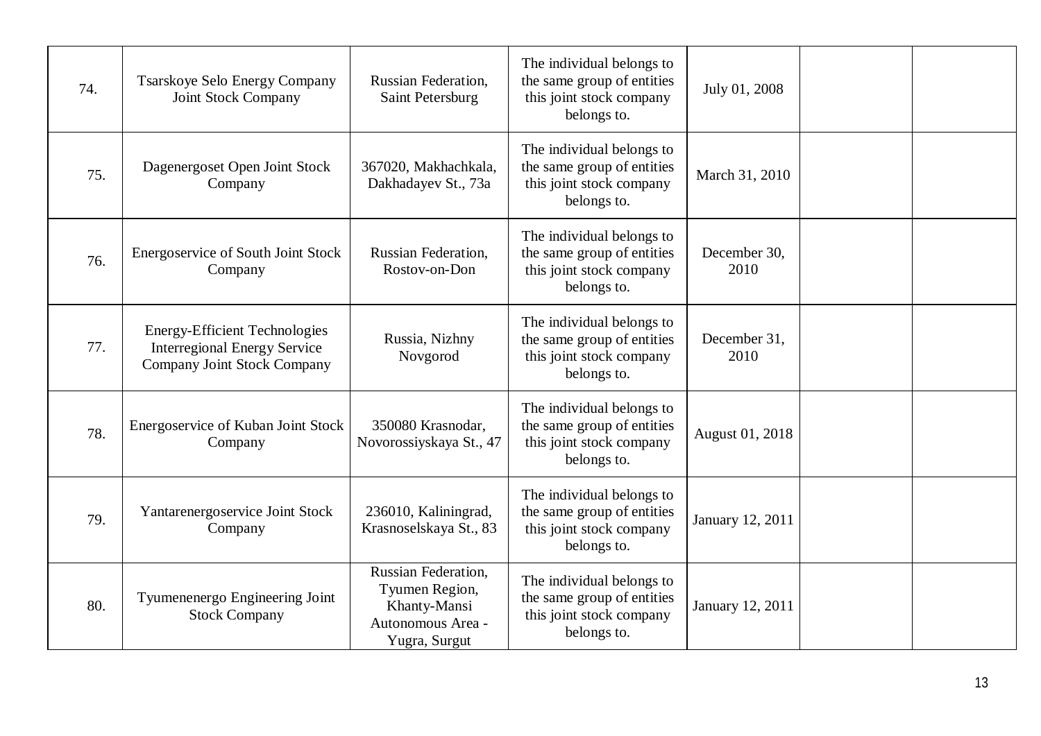| | | | | | | |
|---|---|---|---|---|---|---|
| 74. | Tsarskoye Selo Energy Company Joint Stock Company | Russian Federation, Saint Petersburg | The individual belongs to the same group of entities this joint stock company belongs to. | July 01, 2008 | | |
| 75. | Dagenergoset Open Joint Stock Company | 367020, Makhachkala, Dakhadayev St., 73a | The individual belongs to the same group of entities this joint stock company belongs to. | March 31, 2010 | | |
| 76. | Energoservice of South Joint Stock Company | Russian Federation, Rostov-on-Don | The individual belongs to the same group of entities this joint stock company belongs to. | December 30, 2010 | | |
| 77. | Energy-Efficient Technologies Interregional Energy Service Company Joint Stock Company | Russia, Nizhny Novgorod | The individual belongs to the same group of entities this joint stock company belongs to. | December 31, 2010 | | |
| 78. | Energoservice of Kuban Joint Stock Company | 350080 Krasnodar, Novorossiyskaya St., 47 | The individual belongs to the same group of entities this joint stock company belongs to. | August 01, 2018 | | |
| 79. | Yantarenergoservice Joint Stock Company | 236010, Kaliningrad, Krasnoselskaya St., 83 | The individual belongs to the same group of entities this joint stock company belongs to. | January 12, 2011 | | |
| 80. | Tyumenenergo Engineering Joint Stock Company | Russian Federation, Tyumen Region, Khanty-Mansi Autonomous Area - Yugra, Surgut | The individual belongs to the same group of entities this joint stock company belongs to. | January 12, 2011 | | |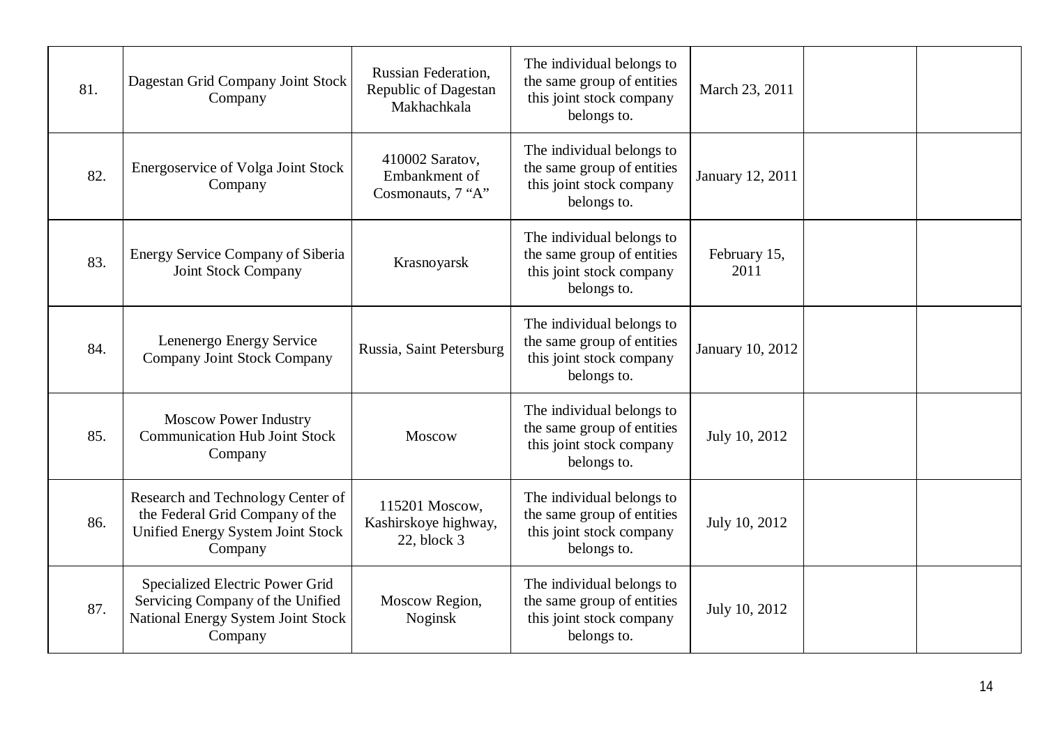| | | | | | | |
|---|---|---|---|---|---|---|
| 81. | Dagestan Grid Company Joint Stock Company | Russian Federation, Republic of Dagestan Makhachkala | The individual belongs to the same group of entities this joint stock company belongs to. | March 23, 2011 | | |
| 82. | Energoservice of Volga Joint Stock Company | 410002 Saratov, Embankment of Cosmonauts, 7 "A" | The individual belongs to the same group of entities this joint stock company belongs to. | January 12, 2011 | | |
| 83. | Energy Service Company of Siberia Joint Stock Company | Krasnoyarsk | The individual belongs to the same group of entities this joint stock company belongs to. | February 15, 2011 | | |
| 84. | Lenenergo Energy Service Company Joint Stock Company | Russia, Saint Petersburg | The individual belongs to the same group of entities this joint stock company belongs to. | January 10, 2012 | | |
| 85. | Moscow Power Industry Communication Hub Joint Stock Company | Moscow | The individual belongs to the same group of entities this joint stock company belongs to. | July 10, 2012 | | |
| 86. | Research and Technology Center of the Federal Grid Company of the Unified Energy System Joint Stock Company | 115201 Moscow, Kashirskoye highway, 22, block 3 | The individual belongs to the same group of entities this joint stock company belongs to. | July 10, 2012 | | |
| 87. | Specialized Electric Power Grid Servicing Company of the Unified National Energy System Joint Stock Company | Moscow Region, Noginsk | The individual belongs to the same group of entities this joint stock company belongs to. | July 10, 2012 | | |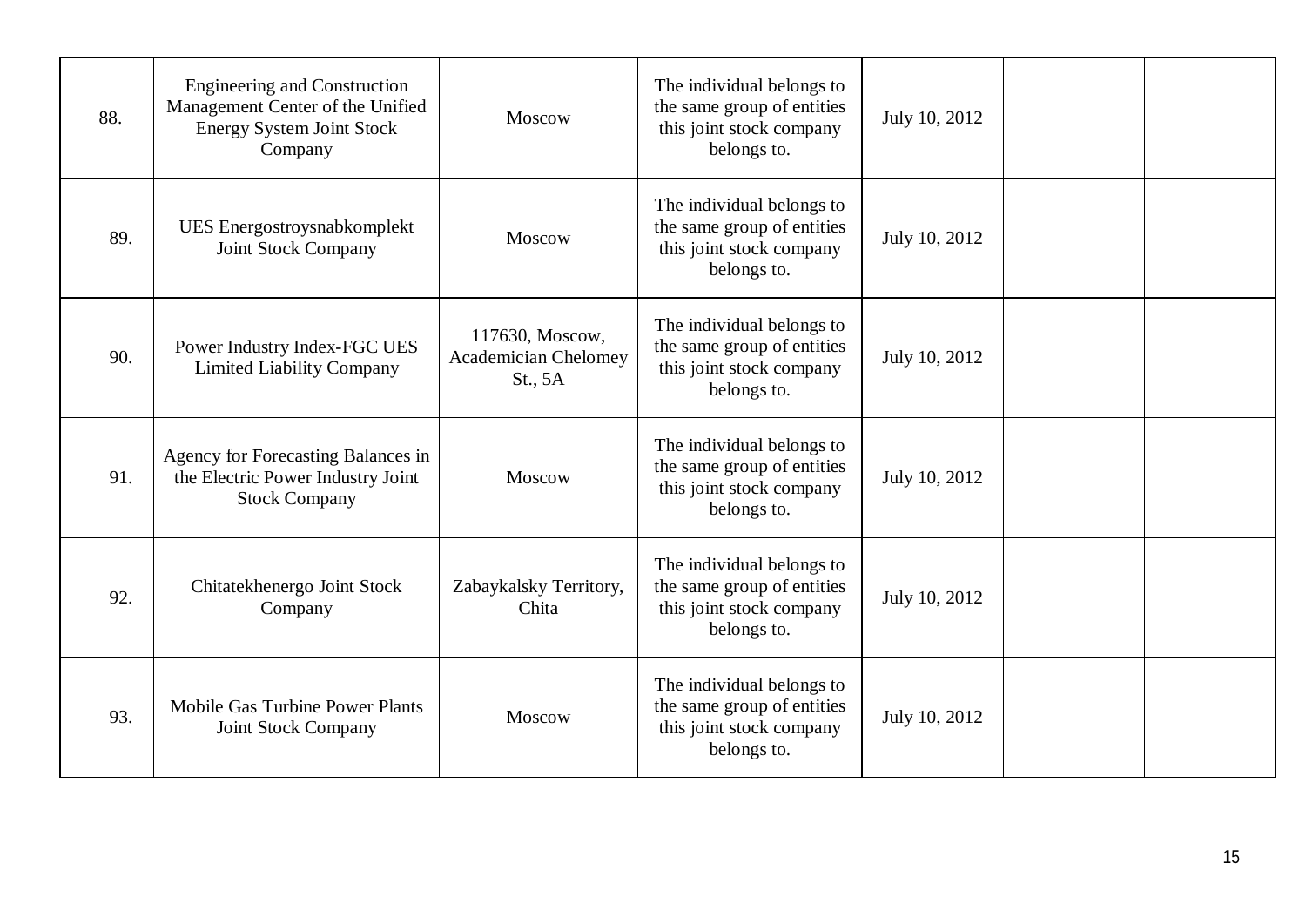| | | | | | | |
|---|---|---|---|---|---|---|
| 88. | Engineering and Construction Management Center of the Unified Energy System Joint Stock Company | Moscow | The individual belongs to the same group of entities this joint stock company belongs to. | July 10, 2012 | | |
| 89. | UES Energostroysnabkomplekt Joint Stock Company | Moscow | The individual belongs to the same group of entities this joint stock company belongs to. | July 10, 2012 | | |
| 90. | Power Industry Index-FGC UES Limited Liability Company | 117630, Moscow, Academician Chelomey St., 5A | The individual belongs to the same group of entities this joint stock company belongs to. | July 10, 2012 | | |
| 91. | Agency for Forecasting Balances in the Electric Power Industry Joint Stock Company | Moscow | The individual belongs to the same group of entities this joint stock company belongs to. | July 10, 2012 | | |
| 92. | Chitatekhenergo Joint Stock Company | Zabaykalsky Territory, Chita | The individual belongs to the same group of entities this joint stock company belongs to. | July 10, 2012 | | |
| 93. | Mobile Gas Turbine Power Plants Joint Stock Company | Moscow | The individual belongs to the same group of entities this joint stock company belongs to. | July 10, 2012 | | |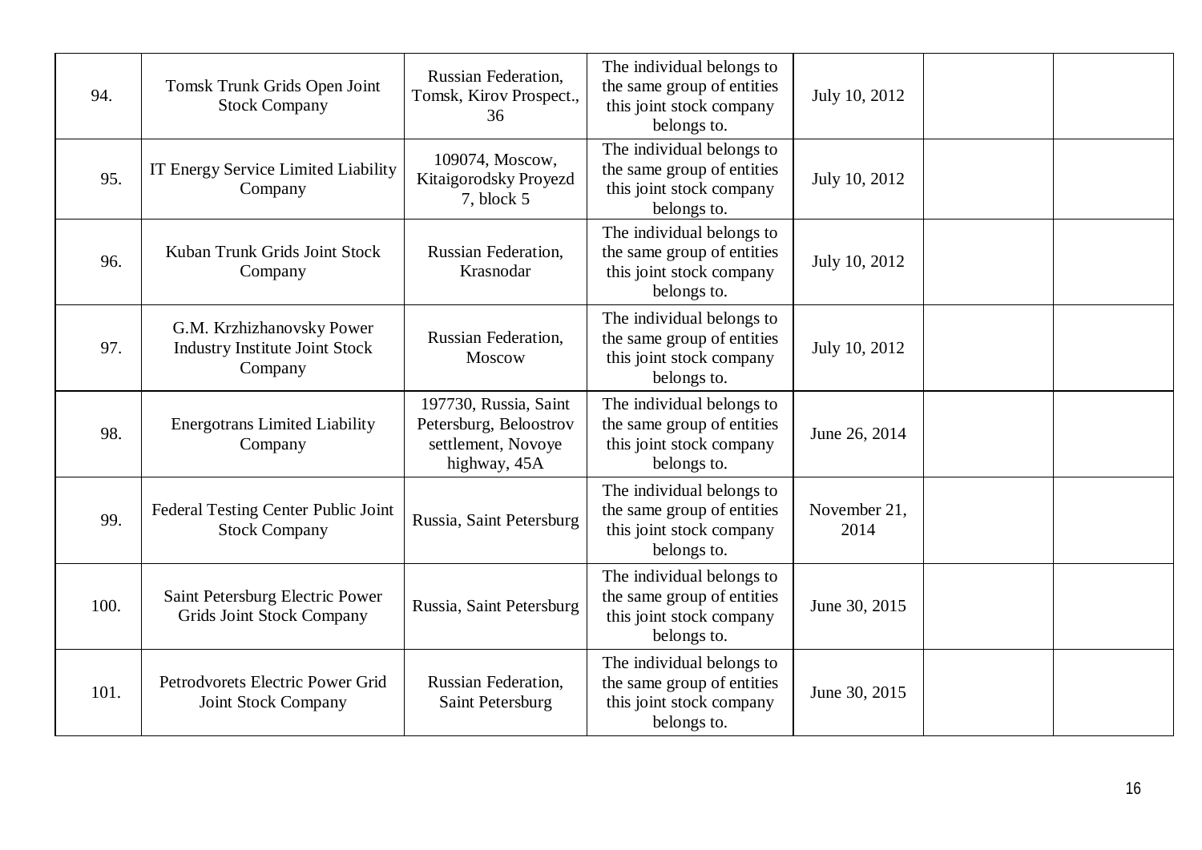| 94. | Tomsk Trunk Grids Open Joint Stock Company | Russian Federation, Tomsk, Kirov Prospect., 36 | The individual belongs to the same group of entities this joint stock company belongs to. | July 10, 2012 | | |
|---|---|---|---|---|---|---|
| 95. | IT Energy Service Limited Liability Company | 109074, Moscow, Kitaigorodsky Proyezd 7, block 5 | The individual belongs to the same group of entities this joint stock company belongs to. | July 10, 2012 | | |
| 96. | Kuban Trunk Grids Joint Stock Company | Russian Federation, Krasnodar | The individual belongs to the same group of entities this joint stock company belongs to. | July 10, 2012 | | |
| 97. | G.M. Krzhizhanovsky Power Industry Institute Joint Stock Company | Russian Federation, Moscow | The individual belongs to the same group of entities this joint stock company belongs to. | July 10, 2012 | | |
| 98. | Energotrans Limited Liability Company | 197730, Russia, Saint Petersburg, Beloostrov settlement, Novoye highway, 45A | The individual belongs to the same group of entities this joint stock company belongs to. | June 26, 2014 | | |
| 99. | Federal Testing Center Public Joint Stock Company | Russia, Saint Petersburg | The individual belongs to the same group of entities this joint stock company belongs to. | November 21, 2014 | | |
| 100. | Saint Petersburg Electric Power Grids Joint Stock Company | Russia, Saint Petersburg | The individual belongs to the same group of entities this joint stock company belongs to. | June 30, 2015 | | |
| 101. | Petrodvorets Electric Power Grid Joint Stock Company | Russian Federation, Saint Petersburg | The individual belongs to the same group of entities this joint stock company belongs to. | June 30, 2015 | | |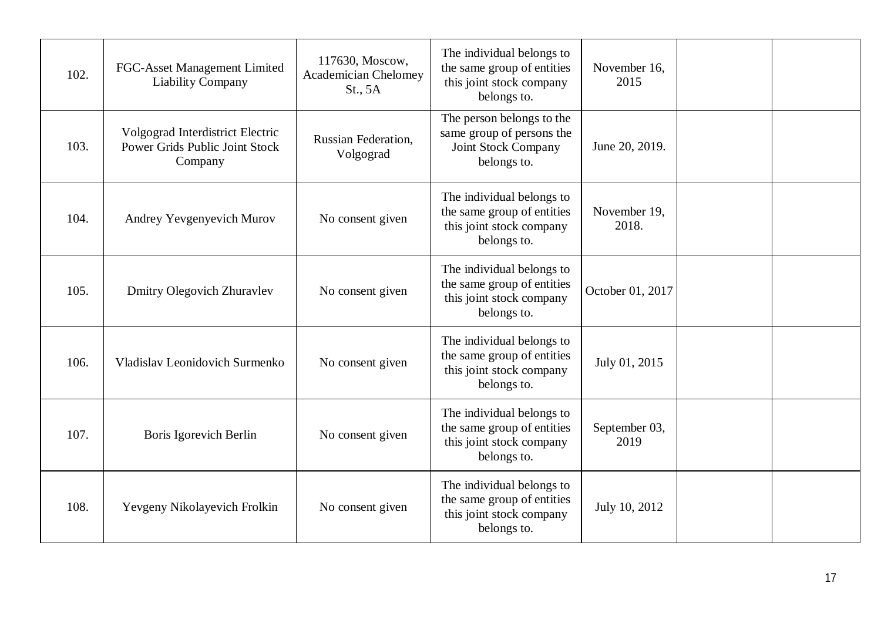| | | | | | | |
|---|---|---|---|---|---|---|
| 102. | FGC-Asset Management Limited Liability Company | 117630, Moscow, Academician Chelomey St., 5A | The individual belongs to the same group of entities this joint stock company belongs to. | November 16, 2015 | | |
| 103. | Volgograd Interdistrict Electric Power Grids Public Joint Stock Company | Russian Federation, Volgograd | The person belongs to the same group of persons the Joint Stock Company belongs to. | June 20, 2019. | | |
| 104. | Andrey Yevgenyevich Murov | No consent given | The individual belongs to the same group of entities this joint stock company belongs to. | November 19, 2018. | | |
| 105. | Dmitry Olegovich Zhuravlev | No consent given | The individual belongs to the same group of entities this joint stock company belongs to. | October 01, 2017 | | |
| 106. | Vladislav Leonidovich Surmenko | No consent given | The individual belongs to the same group of entities this joint stock company belongs to. | July 01, 2015 | | |
| 107. | Boris Igorevich Berlin | No consent given | The individual belongs to the same group of entities this joint stock company belongs to. | September 03, 2019 | | |
| 108. | Yevgeny Nikolayevich Frolkin | No consent given | The individual belongs to the same group of entities this joint stock company belongs to. | July 10, 2012 | | |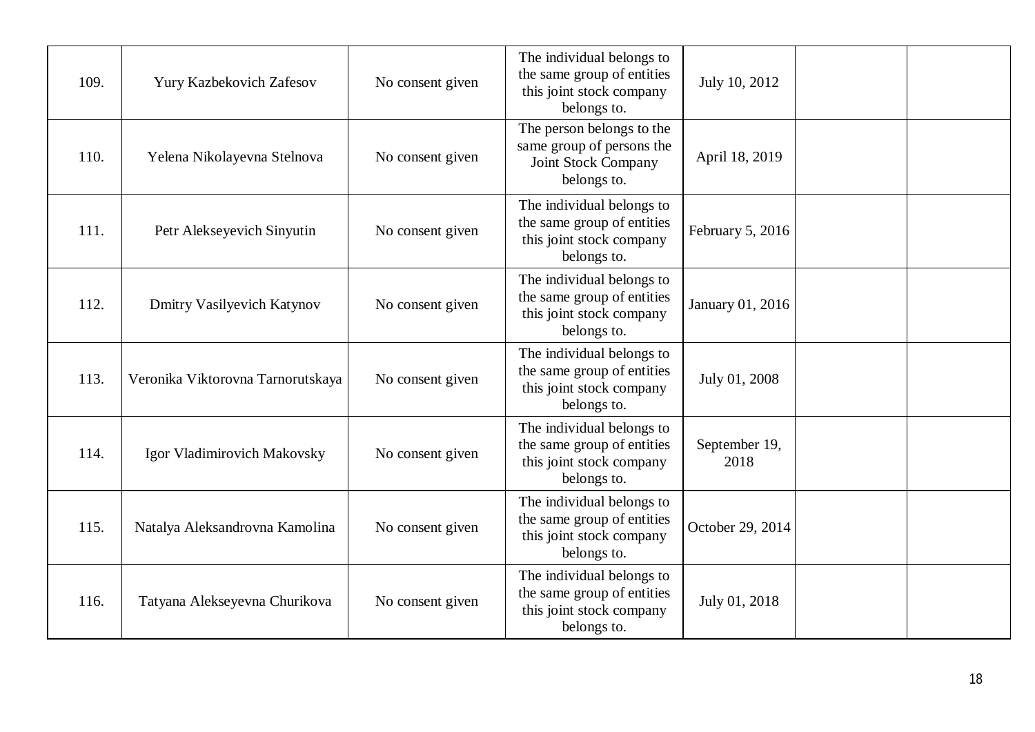| 109. | Yury Kazbekovich Zafesov | No consent given | The individual belongs to the same group of entities this joint stock company belongs to. | July 10, 2012 | | |
|---|---|---|---|---|---|---|
| 110. | Yelena Nikolayevna Stelnova | No consent given | The person belongs to the same group of persons the Joint Stock Company belongs to. | April 18, 2019 | | |
| 111. | Petr Alekseyevich Sinyutin | No consent given | The individual belongs to the same group of entities this joint stock company belongs to. | February 5, 2016 | | |
| 112. | Dmitry Vasilyevich Katynov | No consent given | The individual belongs to the same group of entities this joint stock company belongs to. | January 01, 2016 | | |
| 113. | Veronika Viktorovna Tarnorutskaya | No consent given | The individual belongs to the same group of entities this joint stock company belongs to. | July 01, 2008 | | |
| 114. | Igor Vladimirovich Makovsky | No consent given | The individual belongs to the same group of entities this joint stock company belongs to. | September 19, 2018 | | |
| 115. | Natalya Aleksandrovna Kamolina | No consent given | The individual belongs to the same group of entities this joint stock company belongs to. | October 29, 2014 | | |
| 116. | Tatyana Alekseyevna Churikova | No consent given | The individual belongs to the same group of entities this joint stock company belongs to. | July 01, 2018 | | |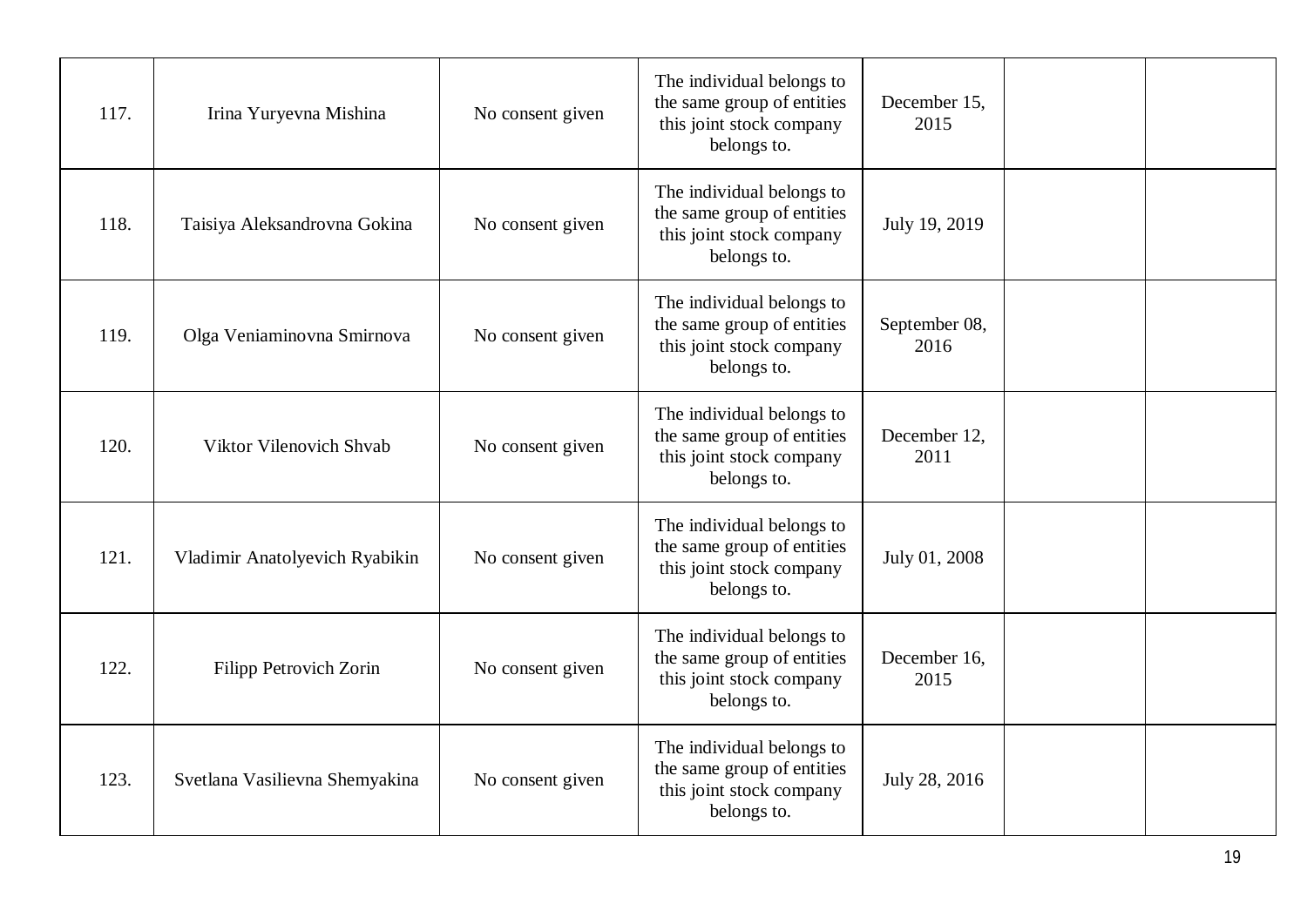| | | | | | | |
|---|---|---|---|---|---|---|
| 117. | Irina Yuryevna Mishina | No consent given | The individual belongs to the same group of entities this joint stock company belongs to. | December 15, 2015 | | |
| 118. | Taisiya Aleksandrovna Gokina | No consent given | The individual belongs to the same group of entities this joint stock company belongs to. | July 19, 2019 | | |
| 119. | Olga Veniaminovna Smirnova | No consent given | The individual belongs to the same group of entities this joint stock company belongs to. | September 08, 2016 | | |
| 120. | Viktor Vilenovich Shvab | No consent given | The individual belongs to the same group of entities this joint stock company belongs to. | December 12, 2011 | | |
| 121. | Vladimir Anatolyevich Ryabikin | No consent given | The individual belongs to the same group of entities this joint stock company belongs to. | July 01, 2008 | | |
| 122. | Filipp Petrovich Zorin | No consent given | The individual belongs to the same group of entities this joint stock company belongs to. | December 16, 2015 | | |
| 123. | Svetlana Vasilievna Shemyakina | No consent given | The individual belongs to the same group of entities this joint stock company belongs to. | July 28, 2016 | | |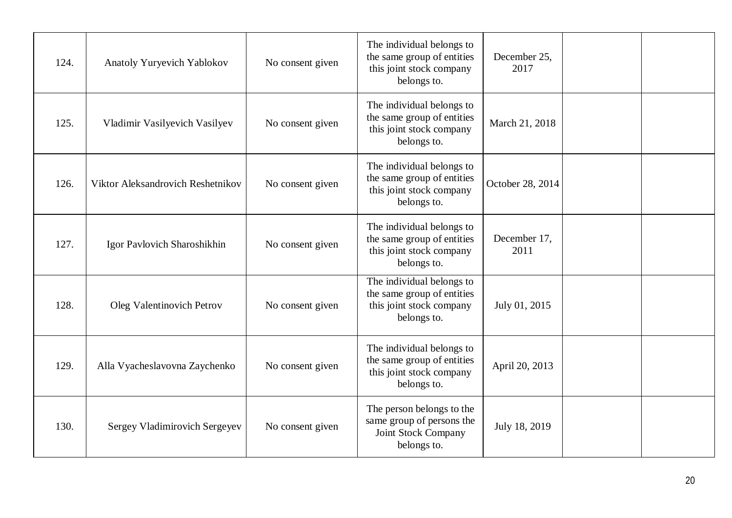| | | | | | | |
|---|---|---|---|---|---|---|
| 124. | Anatoly Yuryevich Yablokov | No consent given | The individual belongs to the same group of entities this joint stock company belongs to. | December 25, 2017 | | |
| 125. | Vladimir Vasilyevich Vasilyev | No consent given | The individual belongs to the same group of entities this joint stock company belongs to. | March 21, 2018 | | |
| 126. | Viktor Aleksandrovich Reshetnikov | No consent given | The individual belongs to the same group of entities this joint stock company belongs to. | October 28, 2014 | | |
| 127. | Igor Pavlovich Sharoshikhin | No consent given | The individual belongs to the same group of entities this joint stock company belongs to. | December 17, 2011 | | |
| 128. | Oleg Valentinovich Petrov | No consent given | The individual belongs to the same group of entities this joint stock company belongs to. | July 01, 2015 | | |
| 129. | Alla Vyacheslavovna Zaychenko | No consent given | The individual belongs to the same group of entities this joint stock company belongs to. | April 20, 2013 | | |
| 130. | Sergey Vladimirovich Sergeyev | No consent given | The person belongs to the same group of persons the Joint Stock Company belongs to. | July 18, 2019 | | |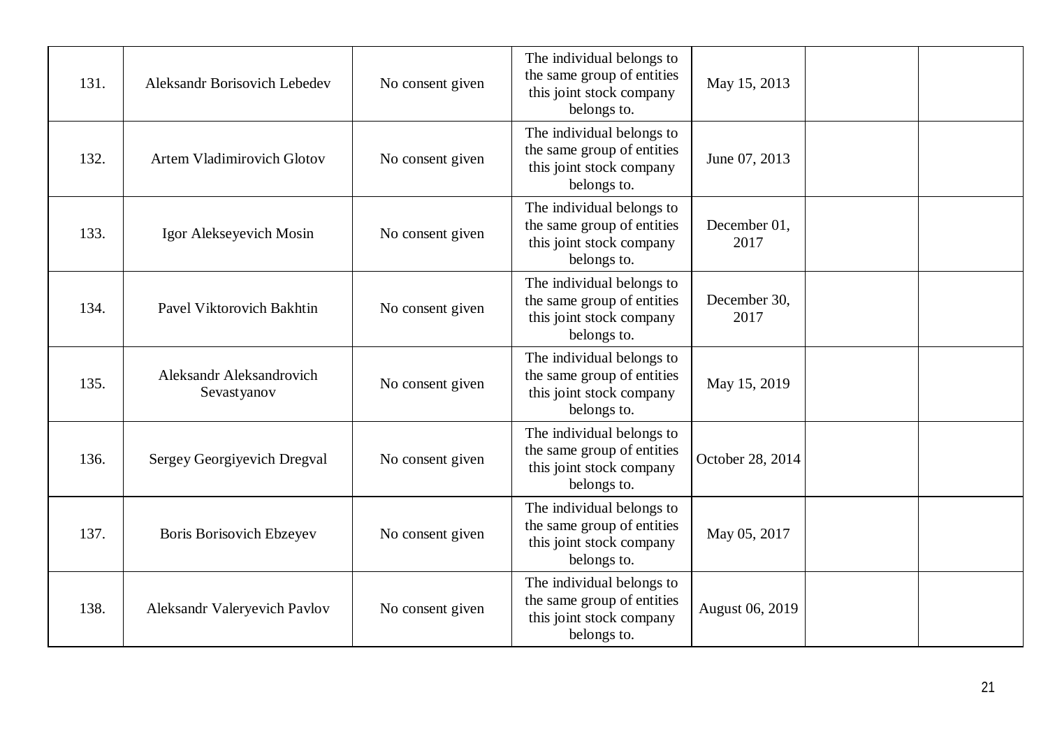| | | | | | | |
|---|---|---|---|---|---|---|
| 131. | Aleksandr Borisovich Lebedev | No consent given | The individual belongs to the same group of entities this joint stock company belongs to. | May 15, 2013 | | |
| 132. | Artem Vladimirovich Glotov | No consent given | The individual belongs to the same group of entities this joint stock company belongs to. | June 07, 2013 | | |
| 133. | Igor Alekseyevich Mosin | No consent given | The individual belongs to the same group of entities this joint stock company belongs to. | December 01, 2017 | | |
| 134. | Pavel Viktorovich Bakhtin | No consent given | The individual belongs to the same group of entities this joint stock company belongs to. | December 30, 2017 | | |
| 135. | Aleksandr Aleksandrovich Sevastyanov | No consent given | The individual belongs to the same group of entities this joint stock company belongs to. | May 15, 2019 | | |
| 136. | Sergey Georgiyevich Dregval | No consent given | The individual belongs to the same group of entities this joint stock company belongs to. | October 28, 2014 | | |
| 137. | Boris Borisovich Ebzeyev | No consent given | The individual belongs to the same group of entities this joint stock company belongs to. | May 05, 2017 | | |
| 138. | Aleksandr Valeryevich Pavlov | No consent given | The individual belongs to the same group of entities this joint stock company belongs to. | August 06, 2019 | | |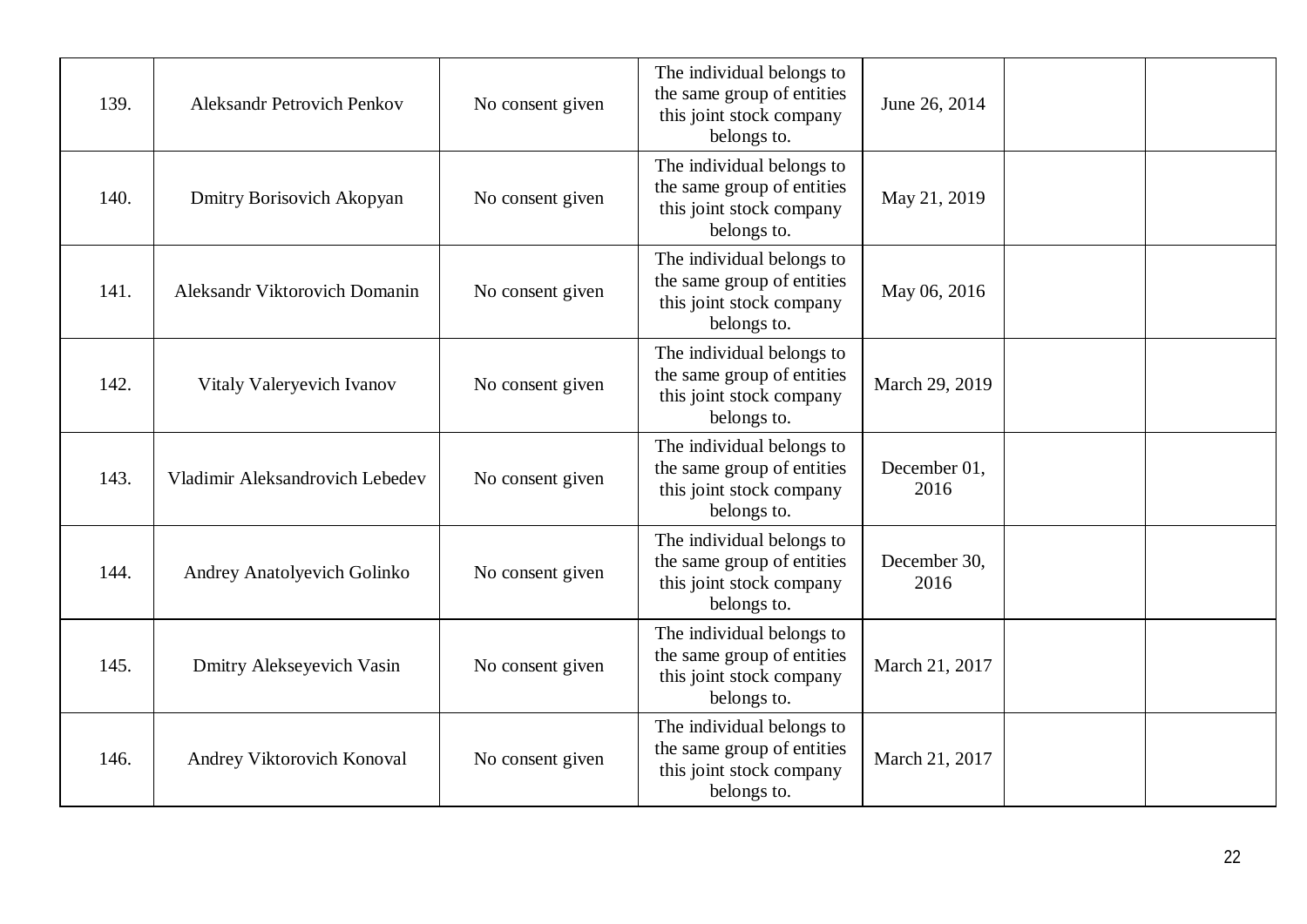| | | | | | | |
|---|---|---|---|---|---|---|
| 139. | Aleksandr Petrovich Penkov | No consent given | The individual belongs to the same group of entities this joint stock company belongs to. | June 26, 2014 | | |
| 140. | Dmitry Borisovich Akopyan | No consent given | The individual belongs to the same group of entities this joint stock company belongs to. | May 21, 2019 | | |
| 141. | Aleksandr Viktorovich Domanin | No consent given | The individual belongs to the same group of entities this joint stock company belongs to. | May 06, 2016 | | |
| 142. | Vitaly Valeryevich Ivanov | No consent given | The individual belongs to the same group of entities this joint stock company belongs to. | March 29, 2019 | | |
| 143. | Vladimir Aleksandrovich Lebedev | No consent given | The individual belongs to the same group of entities this joint stock company belongs to. | December 01, 2016 | | |
| 144. | Andrey Anatolyevich Golinko | No consent given | The individual belongs to the same group of entities this joint stock company belongs to. | December 30, 2016 | | |
| 145. | Dmitry Alekseyevich Vasin | No consent given | The individual belongs to the same group of entities this joint stock company belongs to. | March 21, 2017 | | |
| 146. | Andrey Viktorovich Konoval | No consent given | The individual belongs to the same group of entities this joint stock company belongs to. | March 21, 2017 | | |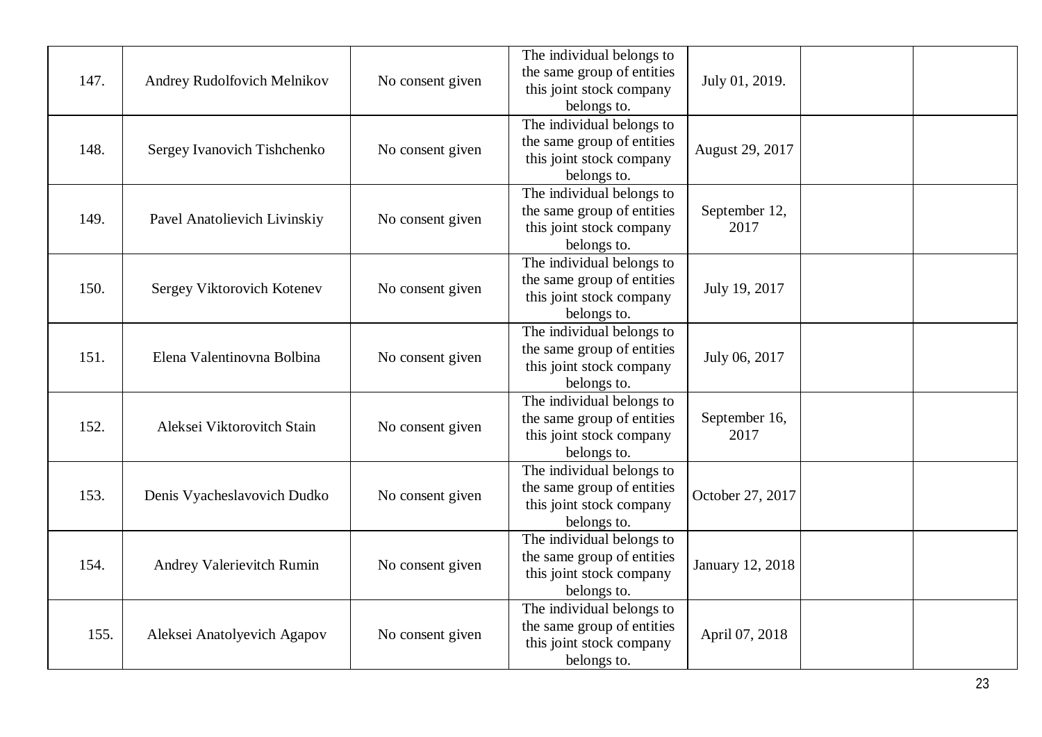| | | | | | | |
|---|---|---|---|---|---|---|
| 147. | Andrey Rudolfovich Melnikov | No consent given | The individual belongs to the same group of entities this joint stock company belongs to. | July 01, 2019. | | |
| 148. | Sergey Ivanovich Tishchenko | No consent given | The individual belongs to the same group of entities this joint stock company belongs to. | August 29, 2017 | | |
| 149. | Pavel Anatolievich Livinskiy | No consent given | The individual belongs to the same group of entities this joint stock company belongs to. | September 12, 2017 | | |
| 150. | Sergey Viktorovich Kotenev | No consent given | The individual belongs to the same group of entities this joint stock company belongs to. | July 19, 2017 | | |
| 151. | Elena Valentinovna Bolbina | No consent given | The individual belongs to the same group of entities this joint stock company belongs to. | July 06, 2017 | | |
| 152. | Aleksei Viktorovitch Stain | No consent given | The individual belongs to the same group of entities this joint stock company belongs to. | September 16, 2017 | | |
| 153. | Denis Vyacheslavovich Dudko | No consent given | The individual belongs to the same group of entities this joint stock company belongs to. | October 27, 2017 | | |
| 154. | Andrey Valerievitch Rumin | No consent given | The individual belongs to the same group of entities this joint stock company belongs to. | January 12, 2018 | | |
| 155. | Aleksei Anatolyevich Agapov | No consent given | The individual belongs to the same group of entities this joint stock company belongs to. | April 07, 2018 | | |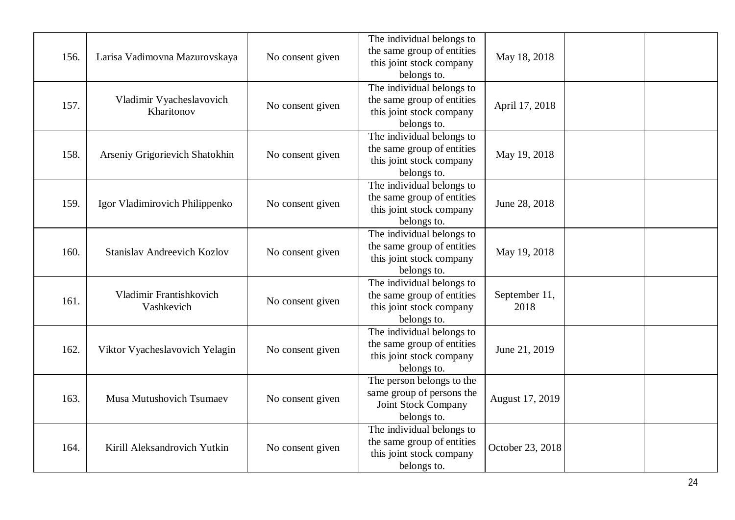| | | | | | | |
|---|---|---|---|---|---|---|
| 156. | Larisa Vadimovna Mazurovskaya | No consent given | The individual belongs to the same group of entities this joint stock company belongs to. | May 18, 2018 | | |
| 157. | Vladimir Vyacheslavovich Kharitonov | No consent given | The individual belongs to the same group of entities this joint stock company belongs to. | April 17, 2018 | | |
| 158. | Arseniy Grigorievich Shatokhin | No consent given | The individual belongs to the same group of entities this joint stock company belongs to. | May 19, 2018 | | |
| 159. | Igor Vladimirovich Philippenko | No consent given | The individual belongs to the same group of entities this joint stock company belongs to. | June 28, 2018 | | |
| 160. | Stanislav Andreevich Kozlov | No consent given | The individual belongs to the same group of entities this joint stock company belongs to. | May 19, 2018 | | |
| 161. | Vladimir Frantishkovich Vashkevich | No consent given | The individual belongs to the same group of entities this joint stock company belongs to. | September 11, 2018 | | |
| 162. | Viktor Vyacheslavovich Yelagin | No consent given | The individual belongs to the same group of entities this joint stock company belongs to. | June 21, 2019 | | |
| 163. | Musa Mutushovich Tsumaev | No consent given | The person belongs to the same group of persons the Joint Stock Company belongs to. | August 17, 2019 | | |
| 164. | Kirill Aleksandrovich Yutkin | No consent given | The individual belongs to the same group of entities this joint stock company belongs to. | October 23, 2018 | | |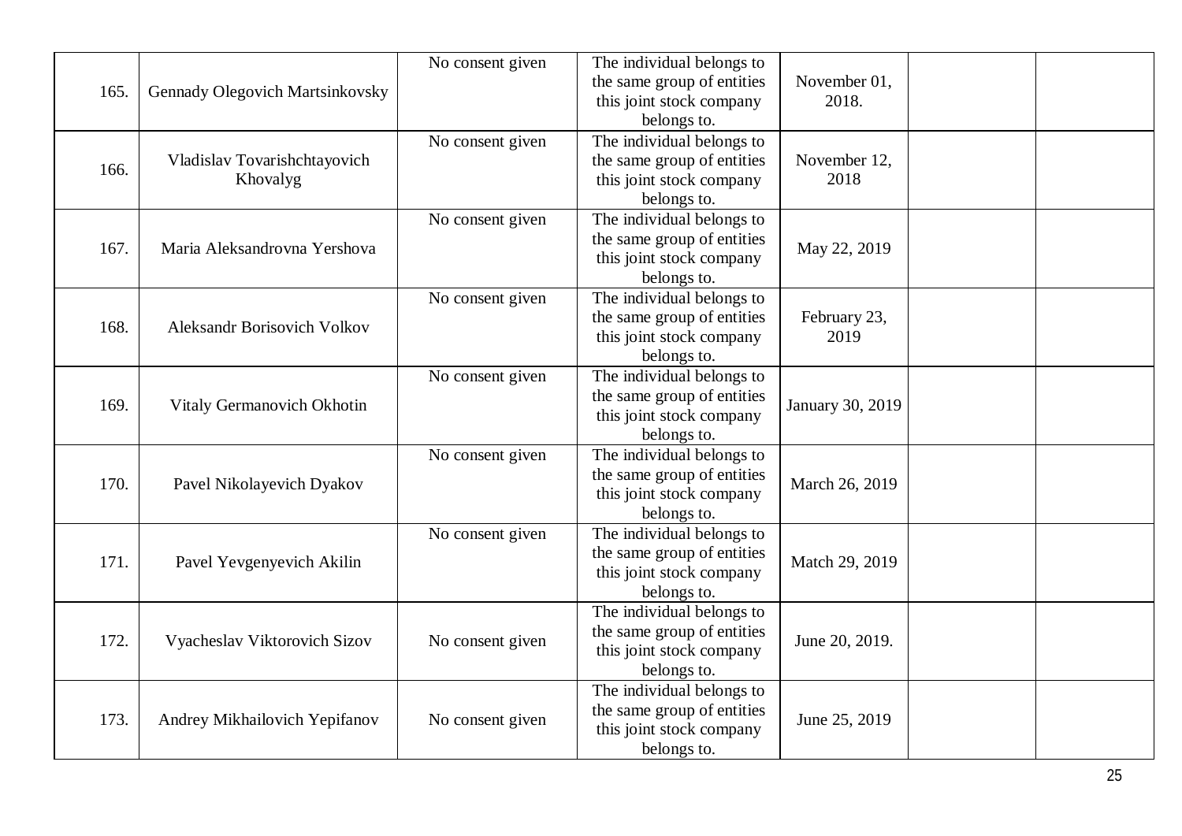| 165. | Gennady Olegovich Martsinkovsky | No consent given | The individual belongs to the same group of entities this joint stock company belongs to. | November 01, 2018. | | |
|---|---|---|---|---|---|---|
| 166. | Vladislav Tovarishchtayovich Khovalyg | No consent given | The individual belongs to the same group of entities this joint stock company belongs to. | November 12, 2018 | | |
| 167. | Maria Aleksandrovna Yershova | No consent given | The individual belongs to the same group of entities this joint stock company belongs to. | May 22, 2019 | | |
| 168. | Aleksandr Borisovich Volkov | No consent given | The individual belongs to the same group of entities this joint stock company belongs to. | February 23, 2019 | | |
| 169. | Vitaly Germanovich Okhotin | No consent given | The individual belongs to the same group of entities this joint stock company belongs to. | January 30, 2019 | | |
| 170. | Pavel Nikolayevich Dyakov | No consent given | The individual belongs to the same group of entities this joint stock company belongs to. | March 26, 2019 | | |
| 171. | Pavel Yevgenyevich Akilin | No consent given | The individual belongs to the same group of entities this joint stock company belongs to. | Match 29, 2019 | | |
| 172. | Vyacheslav Viktorovich Sizov | No consent given | The individual belongs to the same group of entities this joint stock company belongs to. | June 20, 2019. | | |
| 173. | Andrey Mikhailovich Yepifanov | No consent given | The individual belongs to the same group of entities this joint stock company belongs to. | June 25, 2019 | | |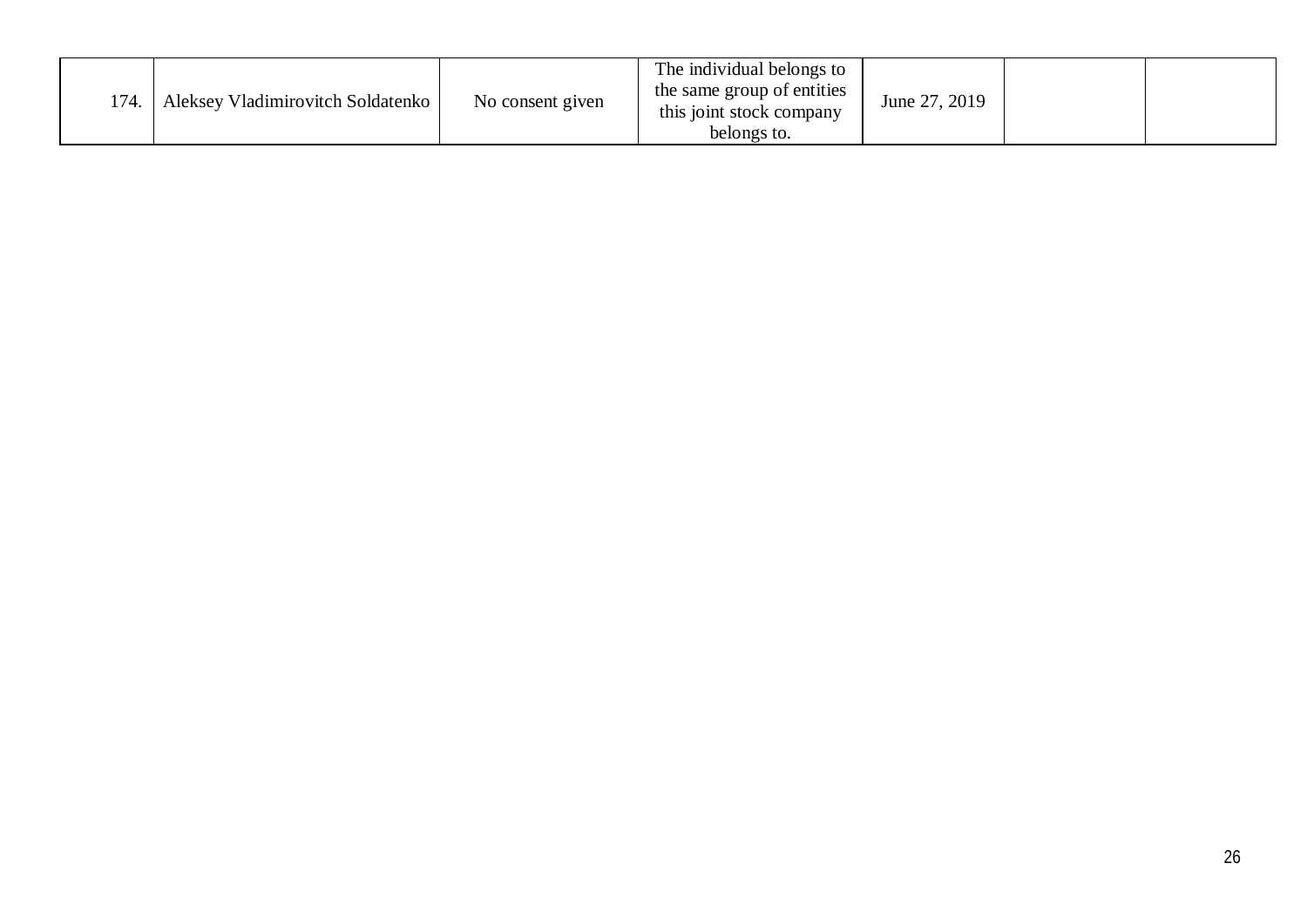| 174. | Aleksey Vladimirovitch Soldatenko | No consent given | The individual belongs to the same group of entities this joint stock company belongs to. | June 27, 2019 | | |
|---|---|---|---|---|---|---|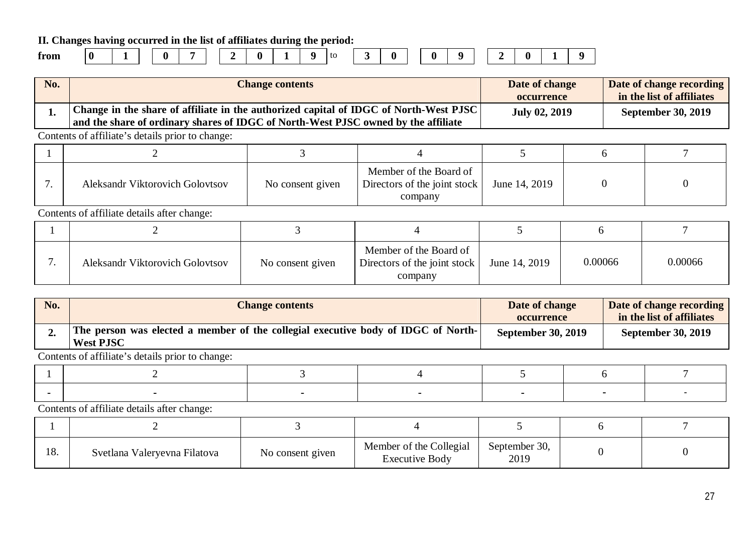**II. Changes having occurred in the list of affiliates during the period:**

**from** | 0 | 1 | | 0 | 7 | | 2 | 0 | 1 | 9 | to | 3 | 0 | | 0 | 9 | | 2 | 0 | 1 | 9 |

| No. | Change contents | Date of change occurrence | Date of change recording in the list of affiliates |
|---|---|---|---|
| **1.** | **Change in the share of affiliate in the authorized capital of IDGC of North-West PJSC and the share of ordinary shares of IDGC of North-West PJSC owned by the affiliate** | **July 02, 2019** | **September 30, 2019** |

Contents of affiliate's details prior to change:

| 1 | 2 | 3 | 4 | 5 | 6 | 7 |
|---|---|---|---|---|---|---|
| 7. | Aleksandr Viktorovich Golovtsov | No consent given | Member of the Board of Directors of the joint stock company | June 14, 2019 | 0 | 0 |

Contents of affiliate details after change:

| 1 | 2 | 3 | 4 | 5 | 6 | 7 |
|---|---|---|---|---|---|---|
| 7. | Aleksandr Viktorovich Golovtsov | No consent given | Member of the Board of Directors of the joint stock company | June 14, 2019 | 0.00066 | 0.00066 |

| No. | Change contents | Date of change occurrence | Date of change recording in the list of affiliates |
|---|---|---|---|
| **2.** | **The person was elected a member of the collegial executive body of IDGC of North-West PJSC** | **September 30, 2019** | **September 30, 2019** |

Contents of affiliate's details prior to change:

| 1 | 2 | 3 | 4 | 5 | 6 | 7 |
|---|---|---|---|---|---|---|
| - | - | - | - | - | - | - |

Contents of affiliate details after change:

| 1 | 2 | 3 | 4 | 5 | 6 | 7 |
|---|---|---|---|---|---|---|
| 18. | Svetlana Valeryevna Filatova | No consent given | Member of the Collegial Executive Body | September 30, 2019 | 0 | 0 |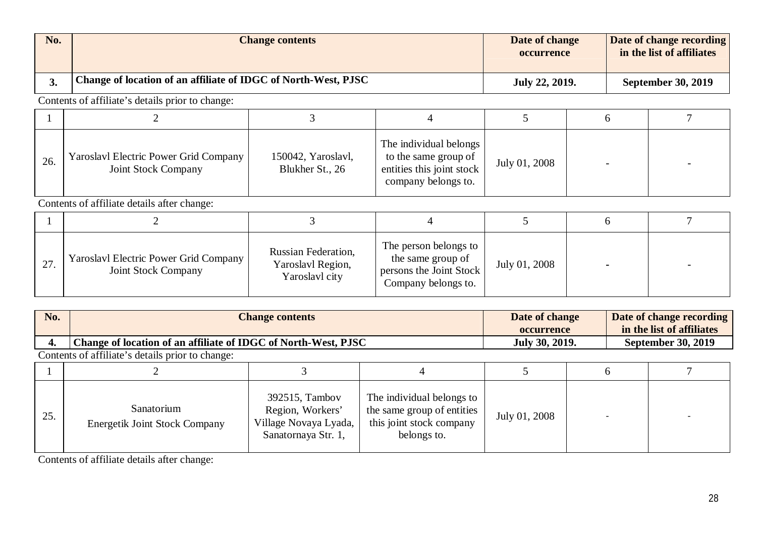| No. | Change contents | Date of change occurrence | Date of change recording in the list of affiliates |
|---|---|---|---|
| **3.** | **Change of location of an affiliate of IDGC of North-West, PJSC** | **July 22, 2019.** | **September 30, 2019** |

Contents of affiliate's details prior to change:

| 1 | 2 | 3 | 4 | 5 | 6 | 7 |
|---|---|---|---|---|---|---|
| 26. | Yaroslavl Electric Power Grid Company Joint Stock Company | 150042, Yaroslavl, Blukher St., 26 | The individual belongs to the same group of entities this joint stock company belongs to. | July 01, 2008 | - | - |

Contents of affiliate details after change:

| 1 | 2 | 3 | 4 | 5 | 6 | 7 |
|---|---|---|---|---|---|---|
| 27. | Yaroslavl Electric Power Grid Company Joint Stock Company | Russian Federation, Yaroslavl Region, Yaroslavl city | The person belongs to the same group of persons the Joint Stock Company belongs to. | July 01, 2008 | - | - |

| No. | Change contents | Date of change occurrence | Date of change recording in the list of affiliates |
|---|---|---|---|
| **4.** | **Change of location of an affiliate of IDGC of North-West, PJSC** | **July 30, 2019.** | **September 30, 2019** |

Contents of affiliate's details prior to change:

| 1 | 2 | 3 | 4 | 5 | 6 | 7 |
|---|---|---|---|---|---|---|
| 25. | Sanatorium Energetik Joint Stock Company | 392515, Tambov Region, Workers' Village Novaya Lyada, Sanatornaya Str. 1, | The individual belongs to the same group of entities this joint stock company belongs to. | July 01, 2008 | - | - |

Contents of affiliate details after change: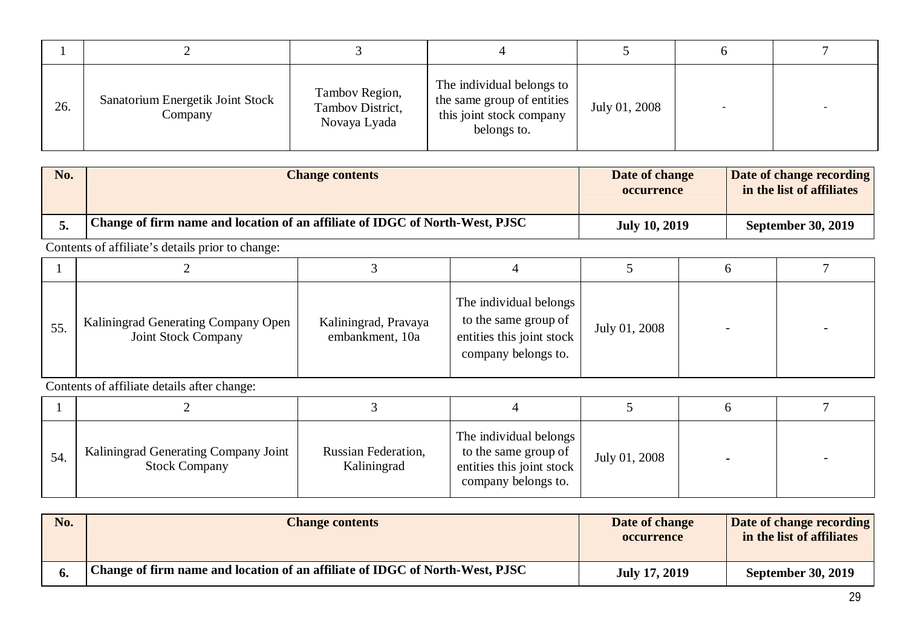| 1 | 2 | 3 | 4 | 5 | 6 | 7 |
|---|---|---|---|---|---|---|
| 26. | Sanatorium Energetik Joint Stock Company | Tambov Region, Tambov District, Novaya Lyada | The individual belongs to the same group of entities this joint stock company belongs to. | July 01, 2008 | - | - |

| No. | Change contents | Date of change occurrence | Date of change recording in the list of affiliates |
|---|---|---|---|
| **5.** | **Change of firm name and location of an affiliate of IDGC of North-West, PJSC** | **July 10, 2019** | **September 30, 2019** |

Contents of affiliate's details prior to change:

| 1 | 2 | 3 | 4 | 5 | 6 | 7 |
|---|---|---|---|---|---|---|
| 55. | Kaliningrad Generating Company Open Joint Stock Company | Kaliningrad, Pravaya embankment, 10a | The individual belongs to the same group of entities this joint stock company belongs to. | July 01, 2008 | - | - |

Contents of affiliate details after change:

| 1 | 2 | 3 | 4 | 5 | 6 | 7 |
|---|---|---|---|---|---|---|
| 54. | Kaliningrad Generating Company Joint Stock Company | Russian Federation, Kaliningrad | The individual belongs to the same group of entities this joint stock company belongs to. | July 01, 2008 | - | - |

| No. | Change contents | Date of change occurrence | Date of change recording in the list of affiliates |
|---|---|---|---|
| **6.** | **Change of firm name and location of an affiliate of IDGC of North-West, PJSC** | **July 17, 2019** | **September 30, 2019** |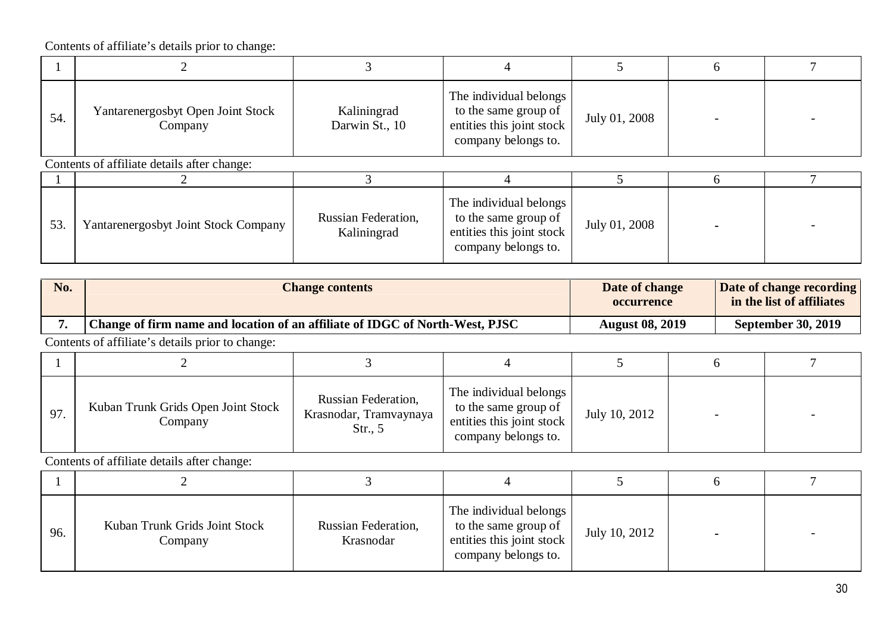Contents of affiliate's details prior to change:

| 1 | 2 | 3 | 4 | 5 | 6 | 7 |
|---|---|---|---|---|---|---|
| 54. | Yantarenergosbyt Open Joint Stock Company | Kaliningrad Darwin St., 10 | The individual belongs to the same group of entities this joint stock company belongs to. | July 01, 2008 | - | - |

Contents of affiliate details after change:

| 1 | 2 | 3 | 4 | 5 | 6 | 7 |
|---|---|---|---|---|---|---|
| 53. | Yantarenergosbyt Joint Stock Company | Russian Federation, Kaliningrad | The individual belongs to the same group of entities this joint stock company belongs to. | July 01, 2008 | - | - |

| No. | Change contents | Date of change occurrence | Date of change recording in the list of affiliates |
|---|---|---|---|
| 7. | **Change of firm name and location of an affiliate of IDGC of North-West, PJSC** | **August 08, 2019** | **September 30, 2019** |

Contents of affiliate's details prior to change:

| 1 | 2 | 3 | 4 | 5 | 6 | 7 |
|---|---|---|---|---|---|---|
| 97. | Kuban Trunk Grids Open Joint Stock Company | Russian Federation, Krasnodar, Tramvaynaya Str., 5 | The individual belongs to the same group of entities this joint stock company belongs to. | July 10, 2012 | - | - |

Contents of affiliate details after change:

| 1 | 2 | 3 | 4 | 5 | 6 | 7 |
|---|---|---|---|---|---|---|
| 96. | Kuban Trunk Grids Joint Stock Company | Russian Federation, Krasnodar | The individual belongs to the same group of entities this joint stock company belongs to. | July 10, 2012 | - | - |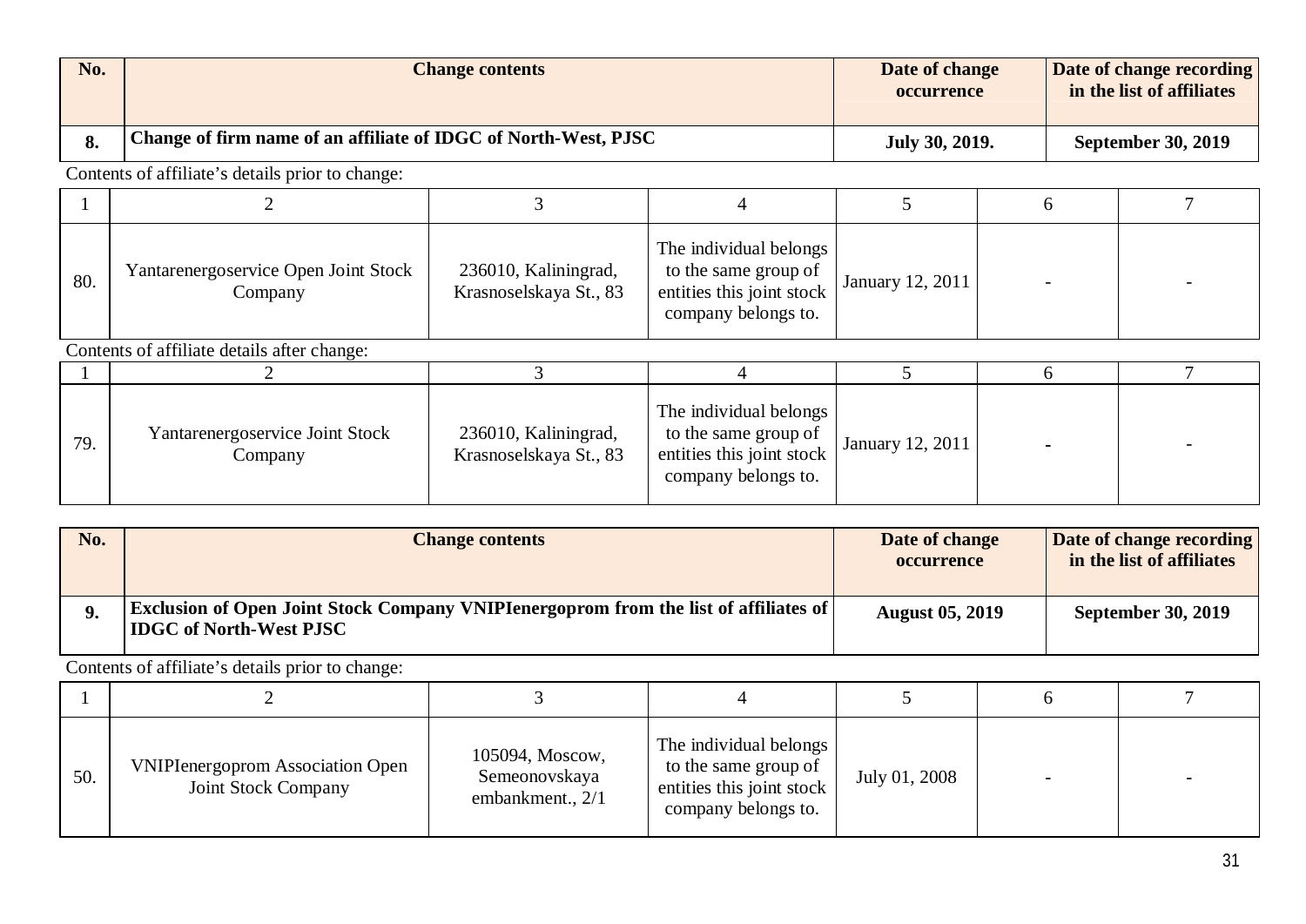| No. | Change contents | Date of change occurrence | Date of change recording in the list of affiliates |
|---|---|---|---|
| **8.** | **Change of firm name of an affiliate of IDGC of North-West, PJSC** | **July 30, 2019.** | **September 30, 2019** |

Contents of affiliate's details prior to change:

| 1 | 2 | 3 | 4 | 5 | 6 | 7 |
|---|---|---|---|---|---|---|
| 80. | Yantarenergoservice Open Joint Stock Company | 236010, Kaliningrad, Krasnoselskaya St., 83 | The individual belongs to the same group of entities this joint stock company belongs to. | January 12, 2011 | - | - |

Contents of affiliate details after change:

| 1 | 2 | 3 | 4 | 5 | 6 | 7 |
|---|---|---|---|---|---|---|
| 79. | Yantarenergoservice Joint Stock Company | 236010, Kaliningrad, Krasnoselskaya St., 83 | The individual belongs to the same group of entities this joint stock company belongs to. | January 12, 2011 | - | - |

| No. | Change contents | Date of change occurrence | Date of change recording in the list of affiliates |
|---|---|---|---|
| **9.** | **Exclusion of Open Joint Stock Company VNIPIenergoprom from the list of affiliates of IDGC of North-West PJSC** | **August 05, 2019** | **September 30, 2019** |

Contents of affiliate's details prior to change:

| 1 | 2 | 3 | 4 | 5 | 6 | 7 |
|---|---|---|---|---|---|---|
| 50. | VNIPIenergoprom Association Open Joint Stock Company | 105094, Moscow, Semeonovskaya embankment., 2/1 | The individual belongs to the same group of entities this joint stock company belongs to. | July 01, 2008 | - | - |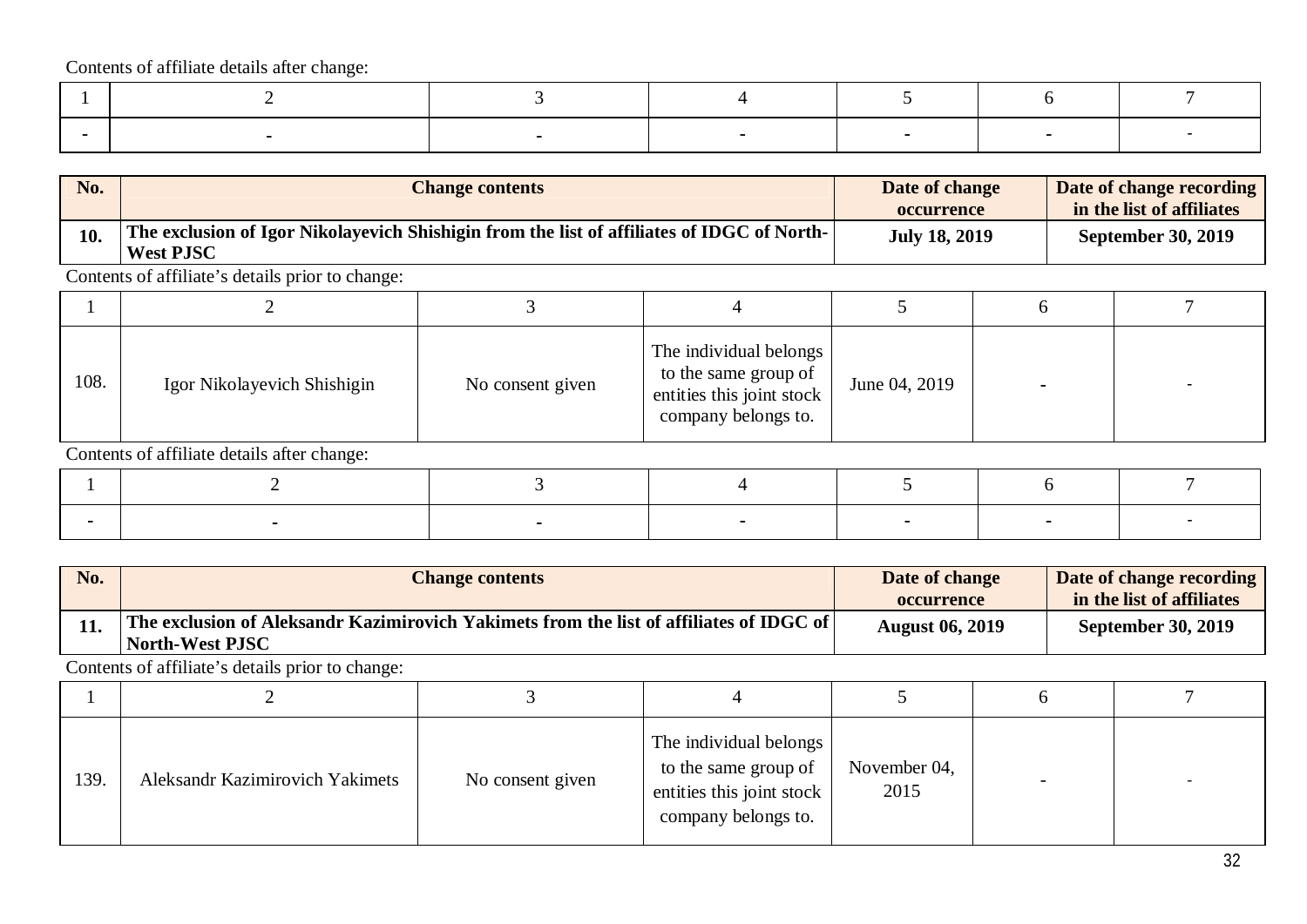Contents of affiliate details after change:

| 1 | 2 | 3 | 4 | 5 | 6 | 7 |
|---|---|---|---|---|---|---|
| - | - | - | - | - | - | - |

| No. | Change contents | Date of change occurrence | Date of change recording in the list of affiliates |
|---|---|---|---|
| **10.** | **The exclusion of Igor Nikolayevich Shishigin from the list of affiliates of IDGC of North-West PJSC** | **July 18, 2019** | **September 30, 2019** |

Contents of affiliate's details prior to change:

| 1 | 2 | 3 | 4 | 5 | 6 | 7 |
|---|---|---|---|---|---|---|
| 108. | Igor Nikolayevich Shishigin | No consent given | The individual belongs to the same group of entities this joint stock company belongs to. | June 04, 2019 | - | - |

Contents of affiliate details after change:

| 1 | 2 | 3 | 4 | 5 | 6 | 7 |
|---|---|---|---|---|---|---|
| - | - | - | - | - | - | - |

| No. | Change contents | Date of change occurrence | Date of change recording in the list of affiliates |
|---|---|---|---|
| **11.** | **The exclusion of Aleksandr Kazimirovich Yakimets from the list of affiliates of IDGC of North-West PJSC** | **August 06, 2019** | **September 30, 2019** |

Contents of affiliate's details prior to change:

| 1 | 2 | 3 | 4 | 5 | 6 | 7 |
|---|---|---|---|---|---|---|
| 139. | Aleksandr Kazimirovich Yakimets | No consent given | The individual belongs to the same group of entities this joint stock company belongs to. | November 04, 2015 | - | - |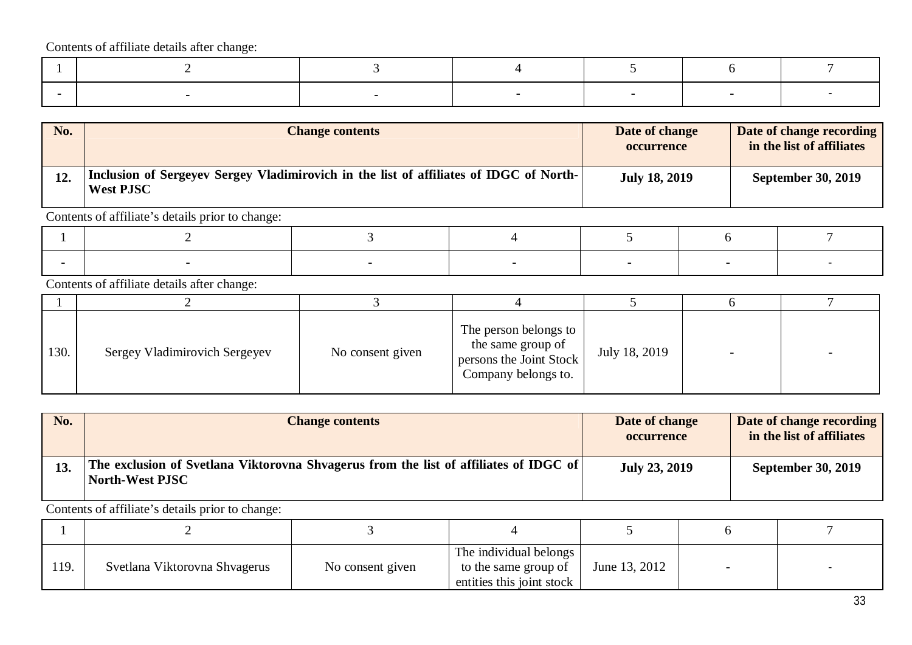Contents of affiliate details after change:

| 1 | 2 | 3 | 4 | 5 | 6 | 7 |
|---|---|---|---|---|---|---|
| - | - | - | - | - | - | - |

| No. | Change contents | Date of change occurrence | Date of change recording in the list of affiliates |
|---|---|---|---|
| **12.** | **Inclusion of Sergeyev Sergey Vladimirovich in the list of affiliates of IDGC of North-West PJSC** | **July 18, 2019** | **September 30, 2019** |

Contents of affiliate's details prior to change:

| 1 | 2 | 3 | 4 | 5 | 6 | 7 |
|---|---|---|---|---|---|---|
| - | - | - | - | - | - | - |

Contents of affiliate details after change:

| 1 | 2 | 3 | 4 | 5 | 6 | 7 |
|---|---|---|---|---|---|---|
| 130. | Sergey Vladimirovich Sergeyev | No consent given | The person belongs to the same group of persons the Joint Stock Company belongs to. | July 18, 2019 | - | - |

| No. | Change contents | Date of change occurrence | Date of change recording in the list of affiliates |
|---|---|---|---|
| **13.** | **The exclusion of Svetlana Viktorovna Shvagerus from the list of affiliates of IDGC of North-West PJSC** | **July 23, 2019** | **September 30, 2019** |

Contents of affiliate's details prior to change:

| 1 | 2 | 3 | 4 | 5 | 6 | 7 |
|---|---|---|---|---|---|---|
| 119. | Svetlana Viktorovna Shvagerus | No consent given | The individual belongs to the same group of entities this joint stock | June 13, 2012 | - | - |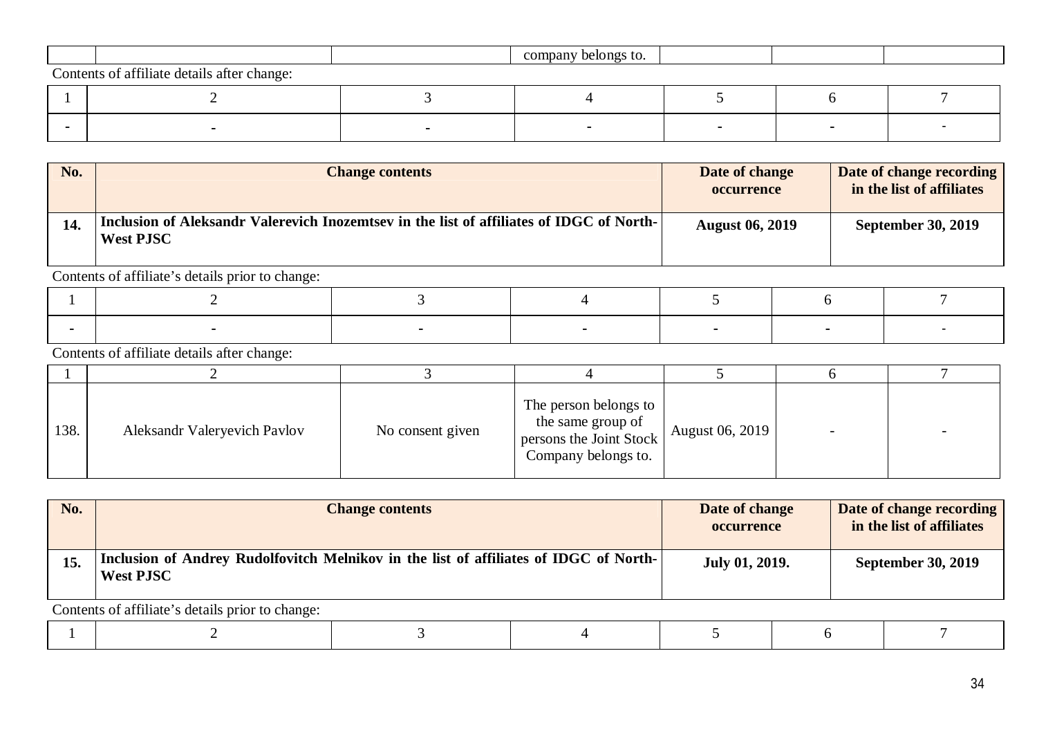| | | | company belongs to. | | | |
|---|---|---|---|---|---|---|

Contents of affiliate details after change:

| 1 | 2 | 3 | 4 | 5 | 6 | 7 |
|---|---|---|---|---|---|---|
| - | - | - | - | - | - | - |

| No. | Change contents | Date of change occurrence | Date of change recording in the list of affiliates |
|---|---|---|---|
| **14.** | **Inclusion of Aleksandr Valerevich Inozemtsev in the list of affiliates of IDGC of North-West PJSC** | **August 06, 2019** | **September 30, 2019** |

Contents of affiliate's details prior to change:

| 1 | 2 | 3 | 4 | 5 | 6 | 7 |
|---|---|---|---|---|---|---|
| - | - | - | - | - | - | - |

Contents of affiliate details after change:

| 1 | 2 | 3 | 4 | 5 | 6 | 7 |
|---|---|---|---|---|---|---|
| 138. | Aleksandr Valeryevich Pavlov | No consent given | The person belongs to the same group of persons the Joint Stock Company belongs to. | August 06, 2019 | - | - |

| No. | Change contents | Date of change occurrence | Date of change recording in the list of affiliates |
|---|---|---|---|
| **15.** | **Inclusion of Andrey Rudolfovitch Melnikov in the list of affiliates of IDGC of North-West PJSC** | **July 01, 2019.** | **September 30, 2019** |

Contents of affiliate's details prior to change:

| 1 | 2 | 3 | 4 | 5 | 6 | 7 |
|---|---|---|---|---|---|---|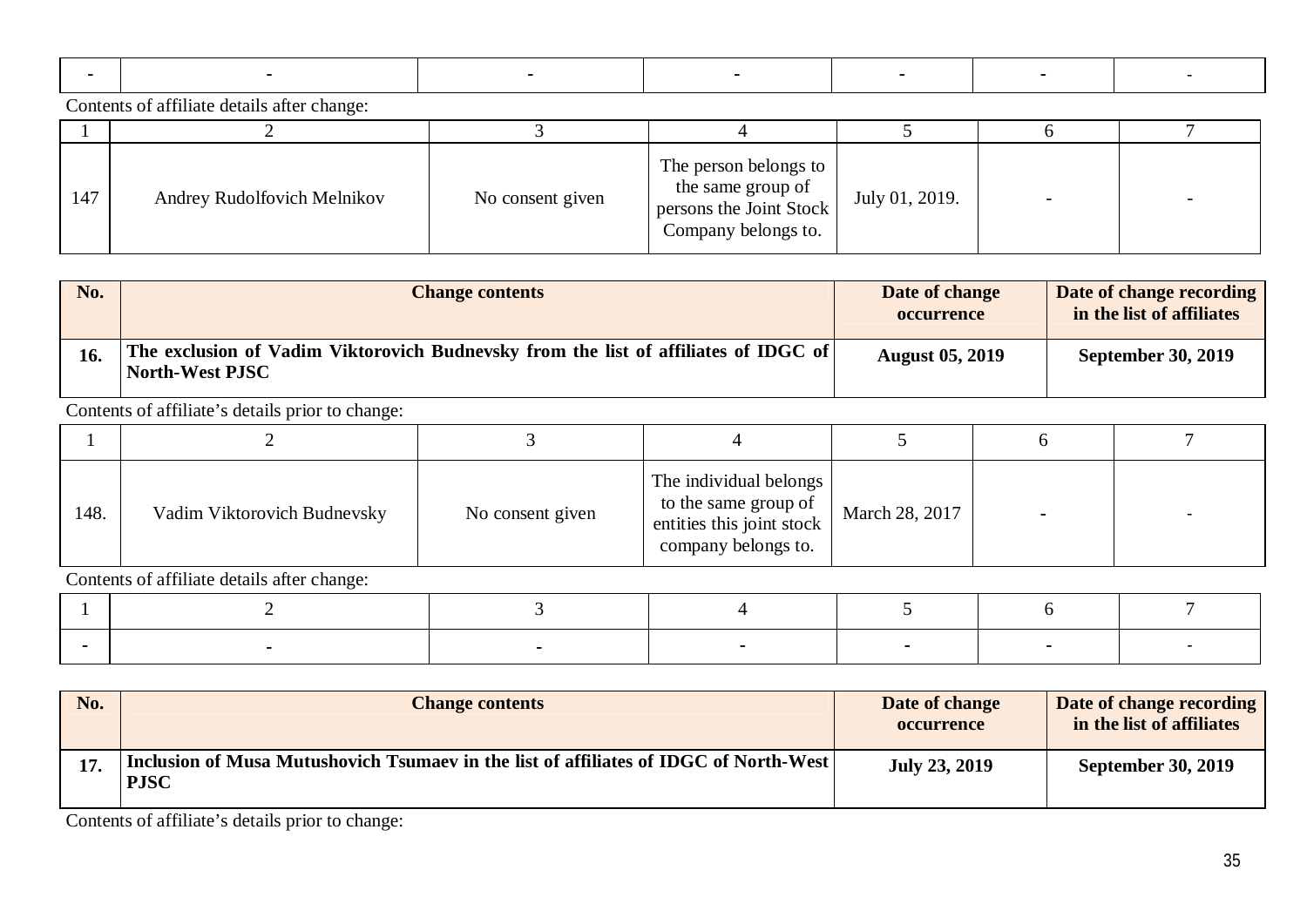| - | - | - | - | - | - | - |
|---|---|---|---|---|---|---|

Contents of affiliate details after change:

| 1 | 2 | 3 | 4 | 5 | 6 | 7 |
|---|---|---|---|---|---|---|
| 147 | Andrey Rudolfovich Melnikov | No consent given | The person belongs to the same group of persons the Joint Stock Company belongs to. | July 01, 2019. | - | - |

| No. | Change contents | Date of change occurrence | Date of change recording in the list of affiliates |
|---|---|---|---|
| **16.** | **The exclusion of Vadim Viktorovich Budnevsky from the list of affiliates of IDGC of North-West PJSC** | **August 05, 2019** | **September 30, 2019** |

Contents of affiliate's details prior to change:

| 1 | 2 | 3 | 4 | 5 | 6 | 7 |
|---|---|---|---|---|---|---|
| 148. | Vadim Viktorovich Budnevsky | No consent given | The individual belongs to the same group of entities this joint stock company belongs to. | March 28, 2017 | - | - |

Contents of affiliate details after change:

| 1 | 2 | 3 | 4 | 5 | 6 | 7 |
|---|---|---|---|---|---|---|
| - | - | - | - | - | - | - |

| No. | Change contents | Date of change occurrence | Date of change recording in the list of affiliates |
|---|---|---|---|
| **17.** | **Inclusion of Musa Mutushovich Tsumaev in the list of affiliates of IDGC of North-West PJSC** | **July 23, 2019** | **September 30, 2019** |

Contents of affiliate's details prior to change: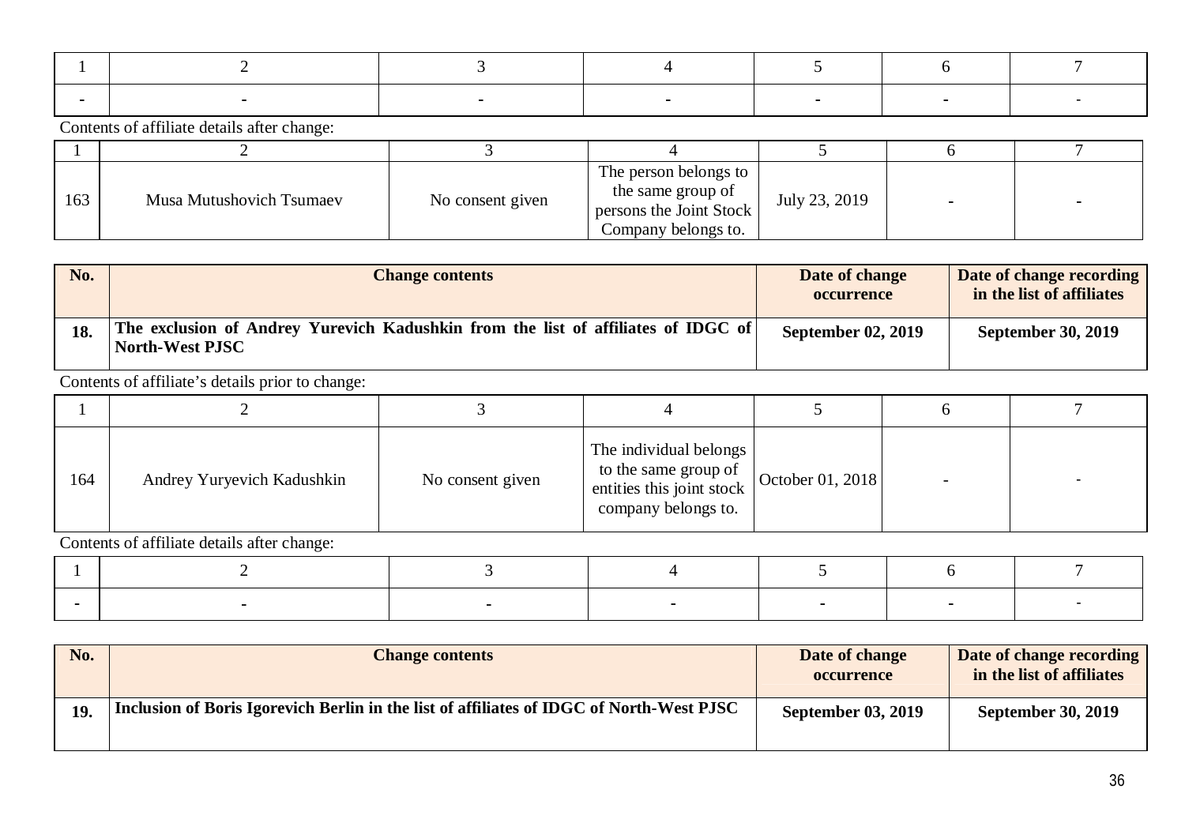| 1 | 2 | 3 | 4 | 5 | 6 | 7 |
|---|---|---|---|---|---|---|
| - | - | - | - | - | - | - |

Contents of affiliate details after change:

| 1 | 2 | 3 | 4 | 5 | 6 | 7 |
|---|---|---|---|---|---|---|
| 163 | Musa Mutushovich Tsumaev | No consent given | The person belongs to the same group of persons the Joint Stock Company belongs to. | July 23, 2019 | - | - |

| No. | Change contents | Date of change occurrence | Date of change recording in the list of affiliates |
|---|---|---|---|
| **18.** | **The exclusion of Andrey Yurevich Kadushkin from the list of affiliates of IDGC of North-West PJSC** | **September 02, 2019** | **September 30, 2019** |

Contents of affiliate's details prior to change:

| 1 | 2 | 3 | 4 | 5 | 6 | 7 |
|---|---|---|---|---|---|---|
| 164 | Andrey Yuryevich Kadushkin | No consent given | The individual belongs to the same group of entities this joint stock company belongs to. | October 01, 2018 | - | - |

Contents of affiliate details after change:

| 1 | 2 | 3 | 4 | 5 | 6 | 7 |
|---|---|---|---|---|---|---|
| - | - | - | - | - | - | - |

| No. | Change contents | Date of change occurrence | Date of change recording in the list of affiliates |
|---|---|---|---|
| **19.** | **Inclusion of Boris Igorevich Berlin in the list of affiliates of IDGC of North-West PJSC** | **September 03, 2019** | **September 30, 2019** |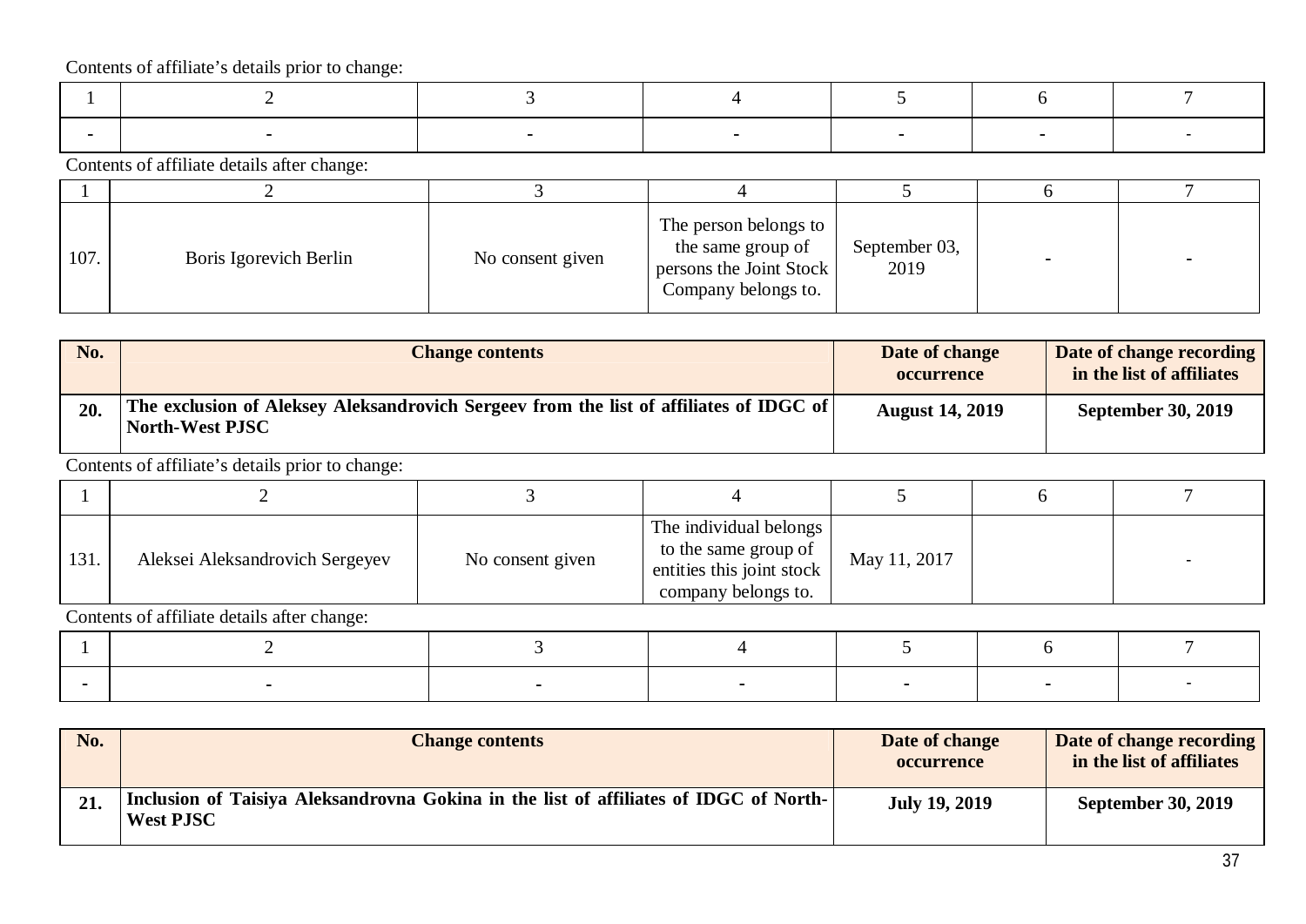Contents of affiliate's details prior to change:

| 1 | 2 | 3 | 4 | 5 | 6 | 7 |
|---|---|---|---|---|---|---|
| - | - | - | - | - | - | - |

Contents of affiliate details after change:

| 1 | 2 | 3 | 4 | 5 | 6 | 7 |
|---|---|---|---|---|---|---|
| 107. | Boris Igorevich Berlin | No consent given | The person belongs to the same group of persons the Joint Stock Company belongs to. | September 03, 2019 | - | - |

| No. | Change contents | Date of change occurrence | Date of change recording in the list of affiliates |
|---|---|---|---|
| **20.** | **The exclusion of Aleksey Aleksandrovich Sergeev from the list of affiliates of IDGC of North-West PJSC** | **August 14, 2019** | **September 30, 2019** |

Contents of affiliate's details prior to change:

| 1 | 2 | 3 | 4 | 5 | 6 | 7 |
|---|---|---|---|---|---|---|
| 131. | Aleksei Aleksandrovich Sergeyev | No consent given | The individual belongs to the same group of entities this joint stock company belongs to. | May 11, 2017 | | - |

Contents of affiliate details after change:

| 1 | 2 | 3 | 4 | 5 | 6 | 7 |
|---|---|---|---|---|---|---|
| - | - | - | - | - | - | - |

| No. | Change contents | Date of change occurrence | Date of change recording in the list of affiliates |
|---|---|---|---|
| **21.** | **Inclusion of Taisiya Aleksandrovna Gokina in the list of affiliates of IDGC of North-West PJSC** | **July 19, 2019** | **September 30, 2019** |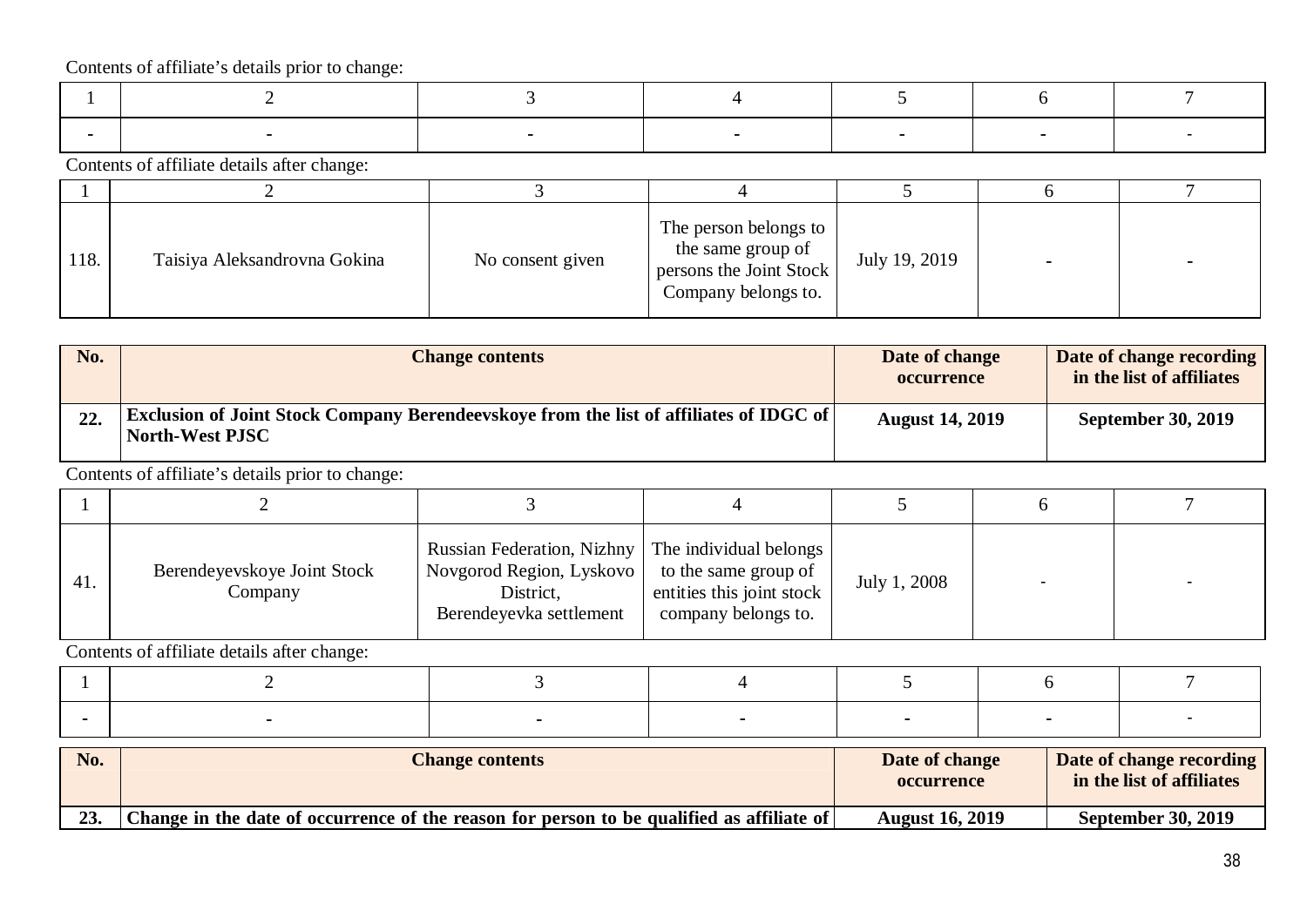Contents of affiliate's details prior to change:

| 1 | 2 | 3 | 4 | 5 | 6 | 7 |
|---|---|---|---|---|---|---|
| - | - | - | - | - | - | - |

Contents of affiliate details after change:

| 1 | 2 | 3 | 4 | 5 | 6 | 7 |
|---|---|---|---|---|---|---|
| 118. | Taisiya Aleksandrovna Gokina | No consent given | The person belongs to the same group of persons the Joint Stock Company belongs to. | July 19, 2019 | - | - |

| No. | Change contents | Date of change occurrence | Date of change recording in the list of affiliates |
|---|---|---|---|
| **22.** | **Exclusion of Joint Stock Company Berendeevskoye from the list of affiliates of IDGC of North-West PJSC** | **August 14, 2019** | **September 30, 2019** |

Contents of affiliate's details prior to change:

| 1 | 2 | 3 | 4 | 5 | 6 | 7 |
|---|---|---|---|---|---|---|
| 41. | Berendeyevskoye Joint Stock Company | Russian Federation, Nizhny Novgorod Region, Lyskovo District, Berendeyevka settlement | The individual belongs to the same group of entities this joint stock company belongs to. | July 1, 2008 | - | - |

Contents of affiliate details after change:

| 1 | 2 | 3 | 4 | 5 | 6 | 7 |
|---|---|---|---|---|---|---|
| - | - | - | - | - | - | - |

| No. | Change contents | Date of change occurrence | Date of change recording in the list of affiliates |
|---|---|---|---|
| **23.** | **Change in the date of occurrence of the reason for person to be qualified as affiliate of** | **August 16, 2019** | **September 30, 2019** |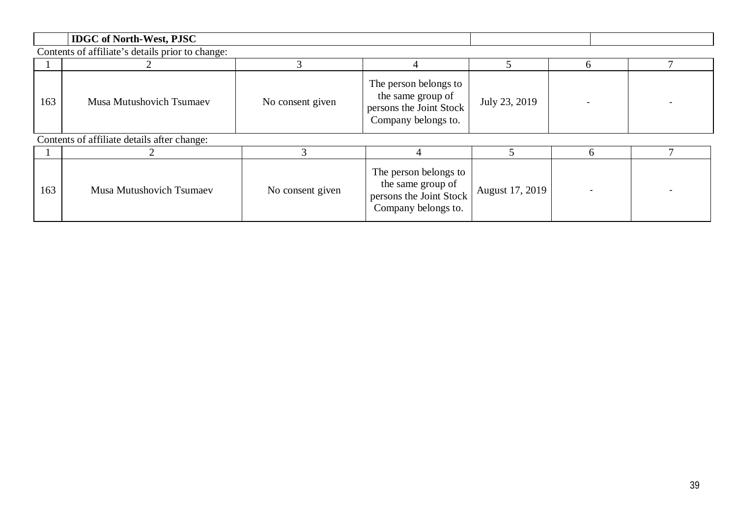| | IDGC of North-West, PJSC | | |
|---|---|---|---|

Contents of affiliate's details prior to change:

| 1 | 2 | 3 | 4 | 5 | 6 | 7 |
|---|---|---|---|---|---|---|
| 163 | Musa Mutushovich Tsumaev | No consent given | The person belongs to the same group of persons the Joint Stock Company belongs to. | July 23, 2019 | - | - |

Contents of affiliate details after change:

| 1 | 2 | 3 | 4 | 5 | 6 | 7 |
|---|---|---|---|---|---|---|
| 163 | Musa Mutushovich Tsumaev | No consent given | The person belongs to the same group of persons the Joint Stock Company belongs to. | August 17, 2019 | - | - |